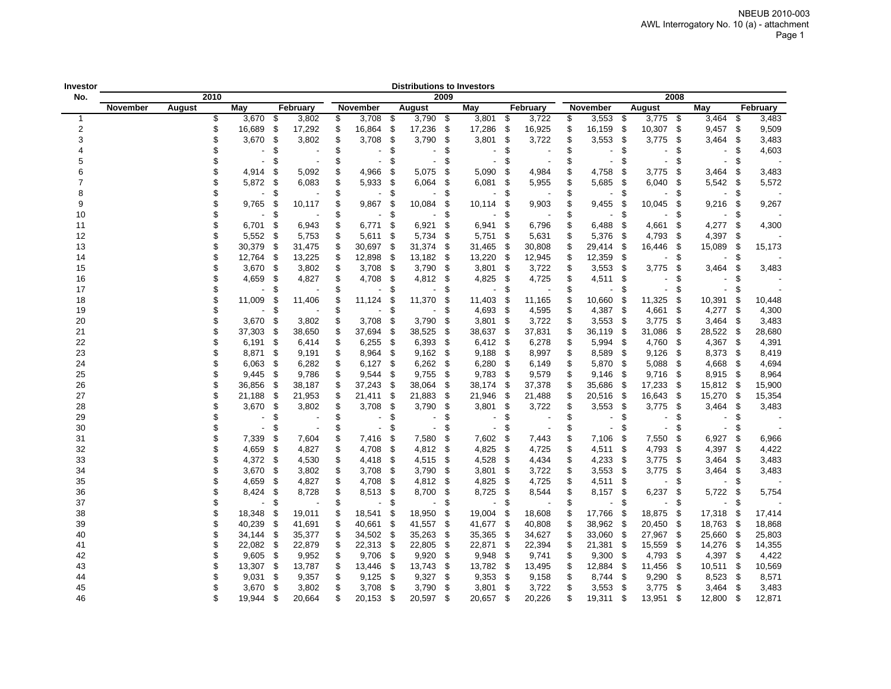NBEUB 2010-003
AWL Interrogatory No. 10 (a) - attachment

**Distributions to Investors**

| Investor No. | 2010 | | | | 2009 | | | | 2008 | | | |
|---|---|---|---|---|---|---|---|---|---|---|---|---|
| | November | August | May | February | November | August | May | February | November | August | May | February |
| 1 | | | $ 3,670 | $ 3,802 | $ 3,708 | $ 3,790 | $ 3,801 | $ 3,722 | $ 3,553 | $ 3,775 | $ 3,464 | $ 3,483 |
| 2 | | | $ 16,689 | $ 17,292 | $ 16,864 | $ 17,236 | $ 17,286 | $ 16,925 | $ 16,159 | $ 10,307 | $ 9,457 | $ 9,509 |
| 3 | | | $ 3,670 | $ 3,802 | $ 3,708 | $ 3,790 | $ 3,801 | $ 3,722 | $ 3,553 | $ 3,775 | $ 3,464 | $ 3,483 |
| 4 | | | $ - | $ - | $ - | $ - | $ - | $ - | $ - | $ - | $ - | $ 4,603 |
| 5 | | | $ - | $ - | $ - | $ - | $ - | $ - | $ - | $ - | $ - | $ - |
| 6 | | | $ 4,914 | $ 5,092 | $ 4,966 | $ 5,075 | $ 5,090 | $ 4,984 | $ 4,758 | $ 3,775 | $ 3,464 | $ 3,483 |
| 7 | | | $ 5,872 | $ 6,083 | $ 5,933 | $ 6,064 | $ 6,081 | $ 5,955 | $ 5,685 | $ 6,040 | $ 5,542 | $ 5,572 |
| 8 | | | $ - | $ - | $ - | $ - | $ - | $ - | $ - | $ - | $ - | $ - |
| 9 | | | $ 9,765 | $ 10,117 | $ 9,867 | $ 10,084 | $ 10,114 | $ 9,903 | $ 9,455 | $ 10,045 | $ 9,216 | $ 9,267 |
| 10 | | | $ - | $ - | $ - | $ - | $ - | $ - | $ - | $ - | $ - | $ - |
| 11 | | | $ 6,701 | $ 6,943 | $ 6,771 | $ 6,921 | $ 6,941 | $ 6,796 | $ 6,488 | $ 4,661 | $ 4,277 | $ 4,300 |
| 12 | | | $ 5,552 | $ 5,753 | $ 5,611 | $ 5,734 | $ 5,751 | $ 5,631 | $ 5,376 | $ 4,793 | $ 4,397 | $ - |
| 13 | | | $ 30,379 | $ 31,475 | $ 30,697 | $ 31,374 | $ 31,465 | $ 30,808 | $ 29,414 | $ 16,446 | $ 15,089 | $ 15,173 |
| 14 | | | $ 12,764 | $ 13,225 | $ 12,898 | $ 13,182 | $ 13,220 | $ 12,945 | $ 12,359 | $ - | $ - | $ - |
| 15 | | | $ 3,670 | $ 3,802 | $ 3,708 | $ 3,790 | $ 3,801 | $ 3,722 | $ 3,553 | $ 3,775 | $ 3,464 | $ 3,483 |
| 16 | | | $ 4,659 | $ 4,827 | $ 4,708 | $ 4,812 | $ 4,825 | $ 4,725 | $ 4,511 | $ - | $ - | $ - |
| 17 | | | $ - | $ - | $ - | $ - | $ - | $ - | $ - | $ - | $ - | $ - |
| 18 | | | $ 11,009 | $ 11,406 | $ 11,124 | $ 11,370 | $ 11,403 | $ 11,165 | $ 10,660 | $ 11,325 | $ 10,391 | $ 10,448 |
| 19 | | | $ - | $ - | $ - | $ - | $ 4,693 | $ 4,595 | $ 4,387 | $ 4,661 | $ 4,277 | $ 4,300 |
| 20 | | | $ 3,670 | $ 3,802 | $ 3,708 | $ 3,790 | $ 3,801 | $ 3,722 | $ 3,553 | $ 3,775 | $ 3,464 | $ 3,483 |
| 21 | | | $ 37,303 | $ 38,650 | $ 37,694 | $ 38,525 | $ 38,637 | $ 37,831 | $ 36,119 | $ 31,086 | $ 28,522 | $ 28,680 |
| 22 | | | $ 6,191 | $ 6,414 | $ 6,255 | $ 6,393 | $ 6,412 | $ 6,278 | $ 5,994 | $ 4,760 | $ 4,367 | $ 4,391 |
| 23 | | | $ 8,871 | $ 9,191 | $ 8,964 | $ 9,162 | $ 9,188 | $ 8,997 | $ 8,589 | $ 9,126 | $ 8,373 | $ 8,419 |
| 24 | | | $ 6,063 | $ 6,282 | $ 6,127 | $ 6,262 | $ 6,280 | $ 6,149 | $ 5,870 | $ 5,088 | $ 4,668 | $ 4,694 |
| 25 | | | $ 9,445 | $ 9,786 | $ 9,544 | $ 9,755 | $ 9,783 | $ 9,579 | $ 9,146 | $ 9,716 | $ 8,915 | $ 8,964 |
| 26 | | | $ 36,856 | $ 38,187 | $ 37,243 | $ 38,064 | $ 38,174 | $ 37,378 | $ 35,686 | $ 17,233 | $ 15,812 | $ 15,900 |
| 27 | | | $ 21,188 | $ 21,953 | $ 21,411 | $ 21,883 | $ 21,946 | $ 21,488 | $ 20,516 | $ 16,643 | $ 15,270 | $ 15,354 |
| 28 | | | $ 3,670 | $ 3,802 | $ 3,708 | $ 3,790 | $ 3,801 | $ 3,722 | $ 3,553 | $ 3,775 | $ 3,464 | $ 3,483 |
| 29 | | | $ - | $ - | $ - | $ - | $ - | $ - | $ - | $ - | $ - | $ - |
| 30 | | | $ - | $ - | $ - | $ - | $ - | $ - | $ - | $ - | $ - | $ - |
| 31 | | | $ 7,339 | $ 7,604 | $ 7,416 | $ 7,580 | $ 7,602 | $ 7,443 | $ 7,106 | $ 7,550 | $ 6,927 | $ 6,966 |
| 32 | | | $ 4,659 | $ 4,827 | $ 4,708 | $ 4,812 | $ 4,825 | $ 4,725 | $ 4,511 | $ 4,793 | $ 4,397 | $ 4,422 |
| 33 | | | $ 4,372 | $ 4,530 | $ 4,418 | $ 4,515 | $ 4,528 | $ 4,434 | $ 4,233 | $ 3,775 | $ 3,464 | $ 3,483 |
| 34 | | | $ 3,670 | $ 3,802 | $ 3,708 | $ 3,790 | $ 3,801 | $ 3,722 | $ 3,553 | $ 3,775 | $ 3,464 | $ 3,483 |
| 35 | | | $ 4,659 | $ 4,827 | $ 4,708 | $ 4,812 | $ 4,825 | $ 4,725 | $ 4,511 | $ - | $ - | $ - |
| 36 | | | $ 8,424 | $ 8,728 | $ 8,513 | $ 8,700 | $ 8,725 | $ 8,544 | $ 8,157 | $ 6,237 | $ 5,722 | $ 5,754 |
| 37 | | | $ - | $ - | $ - | $ - | $ - | $ - | $ - | $ - | $ - | $ - |
| 38 | | | $ 18,348 | $ 19,011 | $ 18,541 | $ 18,950 | $ 19,004 | $ 18,608 | $ 17,766 | $ 18,875 | $ 17,318 | $ 17,414 |
| 39 | | | $ 40,239 | $ 41,691 | $ 40,661 | $ 41,557 | $ 41,677 | $ 40,808 | $ 38,962 | $ 20,450 | $ 18,763 | $ 18,868 |
| 40 | | | $ 34,144 | $ 35,377 | $ 34,502 | $ 35,263 | $ 35,365 | $ 34,627 | $ 33,060 | $ 27,967 | $ 25,660 | $ 25,803 |
| 41 | | | $ 22,082 | $ 22,879 | $ 22,313 | $ 22,805 | $ 22,871 | $ 22,394 | $ 21,381 | $ 15,559 | $ 14,276 | $ 14,355 |
| 42 | | | $ 9,605 | $ 9,952 | $ 9,706 | $ 9,920 | $ 9,948 | $ 9,741 | $ 9,300 | $ 4,793 | $ 4,397 | $ 4,422 |
| 43 | | | $ 13,307 | $ 13,787 | $ 13,446 | $ 13,743 | $ 13,782 | $ 13,495 | $ 12,884 | $ 11,456 | $ 10,511 | $ 10,569 |
| 44 | | | $ 9,031 | $ 9,357 | $ 9,125 | $ 9,327 | $ 9,353 | $ 9,158 | $ 8,744 | $ 9,290 | $ 8,523 | $ 8,571 |
| 45 | | | $ 3,670 | $ 3,802 | $ 3,708 | $ 3,790 | $ 3,801 | $ 3,722 | $ 3,553 | $ 3,775 | $ 3,464 | $ 3,483 |
| 46 | | | $ 19,944 | $ 20,664 | $ 20,153 | $ 20,597 | $ 20,657 | $ 20,226 | $ 19,311 | $ 13,951 | $ 12,800 | $ 12,871 |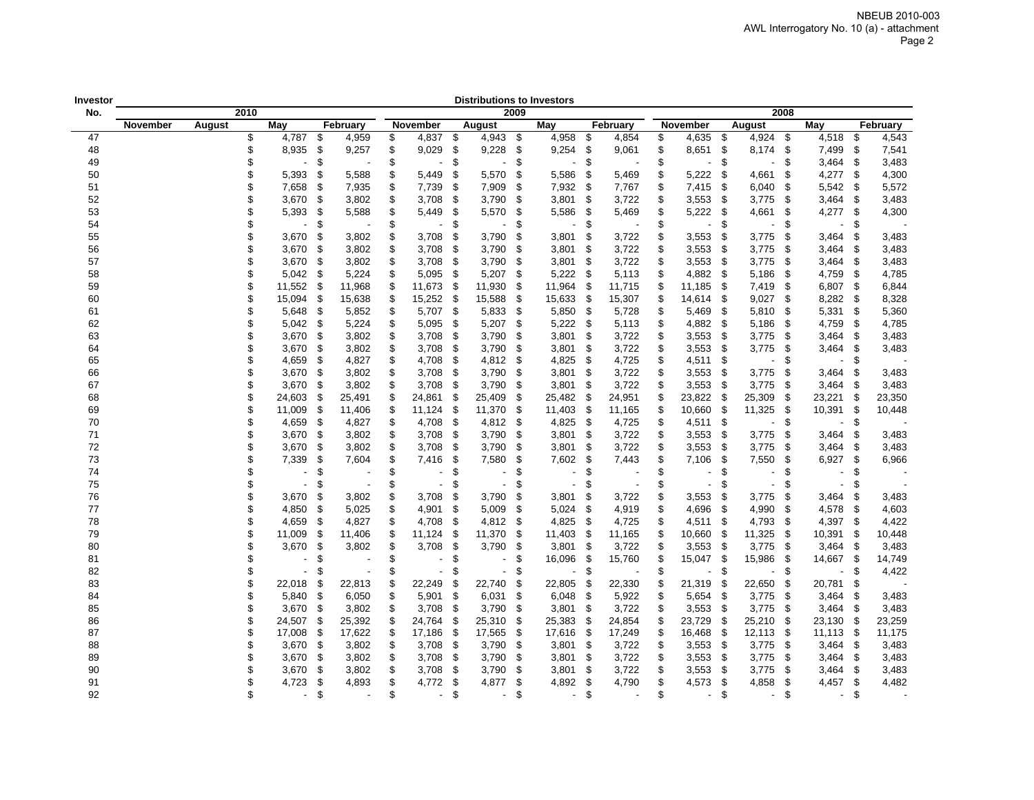NBEUB 2010-003
AWL Interrogatory No. 10 (a) - attachment

| Investor No. | Distributions to Investors | | | | | | | | | | | |
|---|---|---|---|---|---|---|---|---|---|---|---|---|
| | 2010 | | | | 2009 | | | | 2008 | | | |
| | November | August | May | February | November | August | May | February | November | August | May | February |
| 47 | | | $ 4,787 | $ 4,959 | $ 4,837 | $ 4,943 | $ 4,958 | $ 4,854 | $ 4,635 | $ 4,924 | $ 4,518 | $ 4,543 |
| 48 | | | $ 8,935 | $ 9,257 | $ 9,029 | $ 9,228 | $ 9,254 | $ 9,061 | $ 8,651 | $ 8,174 | $ 7,499 | $ 7,541 |
| 49 | | | $ - | $ - | $ - | $ - | $ - | $ - | $ - | $ - | $ 3,464 | $ 3,483 |
| 50 | | | $ 5,393 | $ 5,588 | $ 5,449 | $ 5,570 | $ 5,586 | $ 5,469 | $ 5,222 | $ 4,661 | $ 4,277 | $ 4,300 |
| 51 | | | $ 7,658 | $ 7,935 | $ 7,739 | $ 7,909 | $ 7,932 | $ 7,767 | $ 7,415 | $ 6,040 | $ 5,542 | $ 5,572 |
| 52 | | | $ 3,670 | $ 3,802 | $ 3,708 | $ 3,790 | $ 3,801 | $ 3,722 | $ 3,553 | $ 3,775 | $ 3,464 | $ 3,483 |
| 53 | | | $ 5,393 | $ 5,588 | $ 5,449 | $ 5,570 | $ 5,586 | $ 5,469 | $ 5,222 | $ 4,661 | $ 4,277 | $ 4,300 |
| 54 | | | $ - | $ - | $ - | $ - | $ - | $ - | $ - | $ - | $ - | $ - |
| 55 | | | $ 3,670 | $ 3,802 | $ 3,708 | $ 3,790 | $ 3,801 | $ 3,722 | $ 3,553 | $ 3,775 | $ 3,464 | $ 3,483 |
| 56 | | | $ 3,670 | $ 3,802 | $ 3,708 | $ 3,790 | $ 3,801 | $ 3,722 | $ 3,553 | $ 3,775 | $ 3,464 | $ 3,483 |
| 57 | | | $ 3,670 | $ 3,802 | $ 3,708 | $ 3,790 | $ 3,801 | $ 3,722 | $ 3,553 | $ 3,775 | $ 3,464 | $ 3,483 |
| 58 | | | $ 5,042 | $ 5,224 | $ 5,095 | $ 5,207 | $ 5,222 | $ 5,113 | $ 4,882 | $ 5,186 | $ 4,759 | $ 4,785 |
| 59 | | | $ 11,552 | $ 11,968 | $ 11,673 | $ 11,930 | $ 11,964 | $ 11,715 | $ 11,185 | $ 7,419 | $ 6,807 | $ 6,844 |
| 60 | | | $ 15,094 | $ 15,638 | $ 15,252 | $ 15,588 | $ 15,633 | $ 15,307 | $ 14,614 | $ 9,027 | $ 8,282 | $ 8,328 |
| 61 | | | $ 5,648 | $ 5,852 | $ 5,707 | $ 5,833 | $ 5,850 | $ 5,728 | $ 5,469 | $ 5,810 | $ 5,331 | $ 5,360 |
| 62 | | | $ 5,042 | $ 5,224 | $ 5,095 | $ 5,207 | $ 5,222 | $ 5,113 | $ 4,882 | $ 5,186 | $ 4,759 | $ 4,785 |
| 63 | | | $ 3,670 | $ 3,802 | $ 3,708 | $ 3,790 | $ 3,801 | $ 3,722 | $ 3,553 | $ 3,775 | $ 3,464 | $ 3,483 |
| 64 | | | $ 3,670 | $ 3,802 | $ 3,708 | $ 3,790 | $ 3,801 | $ 3,722 | $ 3,553 | $ 3,775 | $ 3,464 | $ 3,483 |
| 65 | | | $ 4,659 | $ 4,827 | $ 4,708 | $ 4,812 | $ 4,825 | $ 4,725 | $ 4,511 | $ - | $ - | $ - |
| 66 | | | $ 3,670 | $ 3,802 | $ 3,708 | $ 3,790 | $ 3,801 | $ 3,722 | $ 3,553 | $ 3,775 | $ 3,464 | $ 3,483 |
| 67 | | | $ 3,670 | $ 3,802 | $ 3,708 | $ 3,790 | $ 3,801 | $ 3,722 | $ 3,553 | $ 3,775 | $ 3,464 | $ 3,483 |
| 68 | | | $ 24,603 | $ 25,491 | $ 24,861 | $ 25,409 | $ 25,482 | $ 24,951 | $ 23,822 | $ 25,309 | $ 23,221 | $ 23,350 |
| 69 | | | $ 11,009 | $ 11,406 | $ 11,124 | $ 11,370 | $ 11,403 | $ 11,165 | $ 10,660 | $ 11,325 | $ 10,391 | $ 10,448 |
| 70 | | | $ 4,659 | $ 4,827 | $ 4,708 | $ 4,812 | $ 4,825 | $ 4,725 | $ 4,511 | $ - | $ - | $ - |
| 71 | | | $ 3,670 | $ 3,802 | $ 3,708 | $ 3,790 | $ 3,801 | $ 3,722 | $ 3,553 | $ 3,775 | $ 3,464 | $ 3,483 |
| 72 | | | $ 3,670 | $ 3,802 | $ 3,708 | $ 3,790 | $ 3,801 | $ 3,722 | $ 3,553 | $ 3,775 | $ 3,464 | $ 3,483 |
| 73 | | | $ 7,339 | $ 7,604 | $ 7,416 | $ 7,580 | $ 7,602 | $ 7,443 | $ 7,106 | $ 7,550 | $ 6,927 | $ 6,966 |
| 74 | | | $ - | $ - | $ - | $ - | $ - | $ - | $ - | $ - | $ - | $ - |
| 75 | | | $ - | $ - | $ - | $ - | $ - | $ - | $ - | $ - | $ - | $ - |
| 76 | | | $ 3,670 | $ 3,802 | $ 3,708 | $ 3,790 | $ 3,801 | $ 3,722 | $ 3,553 | $ 3,775 | $ 3,464 | $ 3,483 |
| 77 | | | $ 4,850 | $ 5,025 | $ 4,901 | $ 5,009 | $ 5,024 | $ 4,919 | $ 4,696 | $ 4,990 | $ 4,578 | $ 4,603 |
| 78 | | | $ 4,659 | $ 4,827 | $ 4,708 | $ 4,812 | $ 4,825 | $ 4,725 | $ 4,511 | $ 4,793 | $ 4,397 | $ 4,422 |
| 79 | | | $ 11,009 | $ 11,406 | $ 11,124 | $ 11,370 | $ 11,403 | $ 11,165 | $ 10,660 | $ 11,325 | $ 10,391 | $ 10,448 |
| 80 | | | $ 3,670 | $ 3,802 | $ 3,708 | $ 3,790 | $ 3,801 | $ 3,722 | $ 3,553 | $ 3,775 | $ 3,464 | $ 3,483 |
| 81 | | | $ - | $ - | $ - | $ - | $ 16,096 | $ 15,760 | $ 15,047 | $ 15,986 | $ 14,667 | $ 14,749 |
| 82 | | | $ - | $ - | $ - | $ - | $ - | $ - | $ - | $ - | $ - | $ 4,422 |
| 83 | | | $ 22,018 | $ 22,813 | $ 22,249 | $ 22,740 | $ 22,805 | $ 22,330 | $ 21,319 | $ 22,650 | $ 20,781 | $ - |
| 84 | | | $ 5,840 | $ 6,050 | $ 5,901 | $ 6,031 | $ 6,048 | $ 5,922 | $ 5,654 | $ 3,775 | $ 3,464 | $ 3,483 |
| 85 | | | $ 3,670 | $ 3,802 | $ 3,708 | $ 3,790 | $ 3,801 | $ 3,722 | $ 3,553 | $ 3,775 | $ 3,464 | $ 3,483 |
| 86 | | | $ 24,507 | $ 25,392 | $ 24,764 | $ 25,310 | $ 25,383 | $ 24,854 | $ 23,729 | $ 25,210 | $ 23,130 | $ 23,259 |
| 87 | | | $ 17,008 | $ 17,622 | $ 17,186 | $ 17,565 | $ 17,616 | $ 17,249 | $ 16,468 | $ 12,113 | $ 11,113 | $ 11,175 |
| 88 | | | $ 3,670 | $ 3,802 | $ 3,708 | $ 3,790 | $ 3,801 | $ 3,722 | $ 3,553 | $ 3,775 | $ 3,464 | $ 3,483 |
| 89 | | | $ 3,670 | $ 3,802 | $ 3,708 | $ 3,790 | $ 3,801 | $ 3,722 | $ 3,553 | $ 3,775 | $ 3,464 | $ 3,483 |
| 90 | | | $ 3,670 | $ 3,802 | $ 3,708 | $ 3,790 | $ 3,801 | $ 3,722 | $ 3,553 | $ 3,775 | $ 3,464 | $ 3,483 |
| 91 | | | $ 4,723 | $ 4,893 | $ 4,772 | $ 4,877 | $ 4,892 | $ 4,790 | $ 4,573 | $ 4,858 | $ 4,457 | $ 4,482 |
| 92 | | | $ - | $ - | $ - | $ - | $ - | $ - | $ - | $ - | $ - | $ - |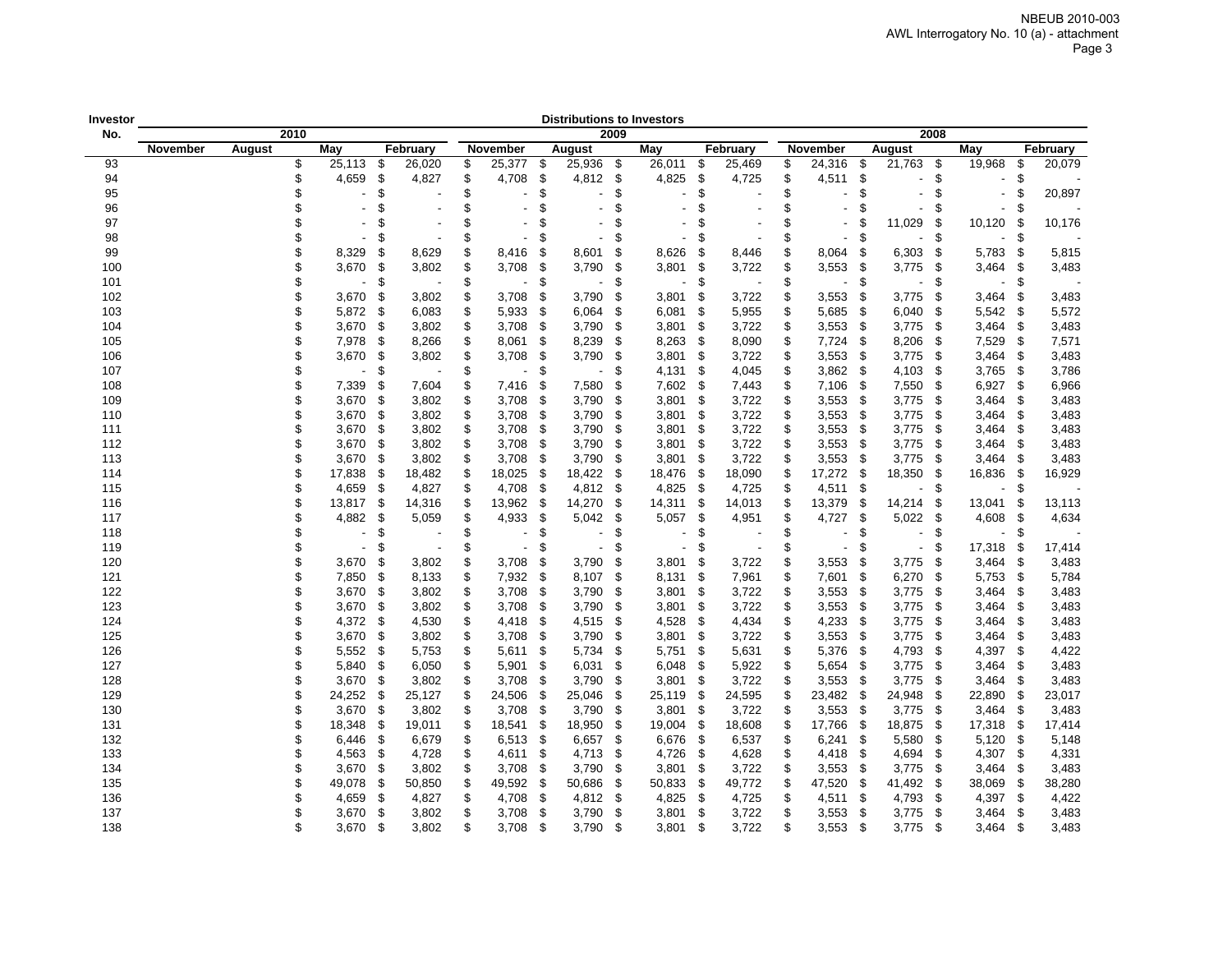| Investor No. | Distributions to Investors | | | | | | | | | | | |
|---|---|---|---|---|---|---|---|---|---|---|---|---|
| | 2010 | | | | 2009 | | | | 2008 | | | |
| | November | August | May | February | November | August | May | February | November | August | May | February |
| 93 | | | $ 25,113 | $ 26,020 | $ 25,377 | $ 25,936 | $ 26,011 | $ 25,469 | $ 24,316 | $ 21,763 | $ 19,968 | $ 20,079 |
| 94 | | | $ 4,659 | $ 4,827 | $ 4,708 | $ 4,812 | $ 4,825 | $ 4,725 | $ 4,511 | $ - | $ - | $ - |
| 95 | | | $ - | $ - | $ - | $ - | $ - | $ - | $ - | $ - | $ - | $ 20,897 |
| 96 | | | $ - | $ - | $ - | $ - | $ - | $ - | $ - | $ - | $ - | $ - |
| 97 | | | $ - | $ - | $ - | $ - | $ - | $ - | $ - | $ 11,029 | $ 10,120 | $ 10,176 |
| 98 | | | $ - | $ - | $ - | $ - | $ - | $ - | $ - | $ - | $ - | $ - |
| 99 | | | $ 8,329 | $ 8,629 | $ 8,416 | $ 8,601 | $ 8,626 | $ 8,446 | $ 8,064 | $ 6,303 | $ 5,783 | $ 5,815 |
| 100 | | | $ 3,670 | $ 3,802 | $ 3,708 | $ 3,790 | $ 3,801 | $ 3,722 | $ 3,553 | $ 3,775 | $ 3,464 | $ 3,483 |
| 101 | | | $ - | $ - | $ - | $ - | $ - | $ - | $ - | $ - | $ - | $ - |
| 102 | | | $ 3,670 | $ 3,802 | $ 3,708 | $ 3,790 | $ 3,801 | $ 3,722 | $ 3,553 | $ 3,775 | $ 3,464 | $ 3,483 |
| 103 | | | $ 5,872 | $ 6,083 | $ 5,933 | $ 6,064 | $ 6,081 | $ 5,955 | $ 5,685 | $ 6,040 | $ 5,542 | $ 5,572 |
| 104 | | | $ 3,670 | $ 3,802 | $ 3,708 | $ 3,790 | $ 3,801 | $ 3,722 | $ 3,553 | $ 3,775 | $ 3,464 | $ 3,483 |
| 105 | | | $ 7,978 | $ 8,266 | $ 8,061 | $ 8,239 | $ 8,263 | $ 8,090 | $ 7,724 | $ 8,206 | $ 7,529 | $ 7,571 |
| 106 | | | $ 3,670 | $ 3,802 | $ 3,708 | $ 3,790 | $ 3,801 | $ 3,722 | $ 3,553 | $ 3,775 | $ 3,464 | $ 3,483 |
| 107 | | | $ - | $ - | $ - | $ - | $ 4,131 | $ 4,045 | $ 3,862 | $ 4,103 | $ 3,765 | $ 3,786 |
| 108 | | | $ 7,339 | $ 7,604 | $ 7,416 | $ 7,580 | $ 7,602 | $ 7,443 | $ 7,106 | $ 7,550 | $ 6,927 | $ 6,966 |
| 109 | | | $ 3,670 | $ 3,802 | $ 3,708 | $ 3,790 | $ 3,801 | $ 3,722 | $ 3,553 | $ 3,775 | $ 3,464 | $ 3,483 |
| 110 | | | $ 3,670 | $ 3,802 | $ 3,708 | $ 3,790 | $ 3,801 | $ 3,722 | $ 3,553 | $ 3,775 | $ 3,464 | $ 3,483 |
| 111 | | | $ 3,670 | $ 3,802 | $ 3,708 | $ 3,790 | $ 3,801 | $ 3,722 | $ 3,553 | $ 3,775 | $ 3,464 | $ 3,483 |
| 112 | | | $ 3,670 | $ 3,802 | $ 3,708 | $ 3,790 | $ 3,801 | $ 3,722 | $ 3,553 | $ 3,775 | $ 3,464 | $ 3,483 |
| 113 | | | $ 3,670 | $ 3,802 | $ 3,708 | $ 3,790 | $ 3,801 | $ 3,722 | $ 3,553 | $ 3,775 | $ 3,464 | $ 3,483 |
| 114 | | | $ 17,838 | $ 18,482 | $ 18,025 | $ 18,422 | $ 18,476 | $ 18,090 | $ 17,272 | $ 18,350 | $ 16,836 | $ 16,929 |
| 115 | | | $ 4,659 | $ 4,827 | $ 4,708 | $ 4,812 | $ 4,825 | $ 4,725 | $ 4,511 | $ - | $ - | $ - |
| 116 | | | $ 13,817 | $ 14,316 | $ 13,962 | $ 14,270 | $ 14,311 | $ 14,013 | $ 13,379 | $ 14,214 | $ 13,041 | $ 13,113 |
| 117 | | | $ 4,882 | $ 5,059 | $ 4,933 | $ 5,042 | $ 5,057 | $ 4,951 | $ 4,727 | $ 5,022 | $ 4,608 | $ 4,634 |
| 118 | | | $ - | $ - | $ - | $ - | $ - | $ - | $ - | $ - | $ - | $ - |
| 119 | | | $ - | $ - | $ - | $ - | $ - | $ - | $ - | $ - | $ 17,318 | $ 17,414 |
| 120 | | | $ 3,670 | $ 3,802 | $ 3,708 | $ 3,790 | $ 3,801 | $ 3,722 | $ 3,553 | $ 3,775 | $ 3,464 | $ 3,483 |
| 121 | | | $ 7,850 | $ 8,133 | $ 7,932 | $ 8,107 | $ 8,131 | $ 7,961 | $ 7,601 | $ 6,270 | $ 5,753 | $ 5,784 |
| 122 | | | $ 3,670 | $ 3,802 | $ 3,708 | $ 3,790 | $ 3,801 | $ 3,722 | $ 3,553 | $ 3,775 | $ 3,464 | $ 3,483 |
| 123 | | | $ 3,670 | $ 3,802 | $ 3,708 | $ 3,790 | $ 3,801 | $ 3,722 | $ 3,553 | $ 3,775 | $ 3,464 | $ 3,483 |
| 124 | | | $ 4,372 | $ 4,530 | $ 4,418 | $ 4,515 | $ 4,528 | $ 4,434 | $ 4,233 | $ 3,775 | $ 3,464 | $ 3,483 |
| 125 | | | $ 3,670 | $ 3,802 | $ 3,708 | $ 3,790 | $ 3,801 | $ 3,722 | $ 3,553 | $ 3,775 | $ 3,464 | $ 3,483 |
| 126 | | | $ 5,552 | $ 5,753 | $ 5,611 | $ 5,734 | $ 5,751 | $ 5,631 | $ 5,376 | $ 4,793 | $ 4,397 | $ 4,422 |
| 127 | | | $ 5,840 | $ 6,050 | $ 5,901 | $ 6,031 | $ 6,048 | $ 5,922 | $ 5,654 | $ 3,775 | $ 3,464 | $ 3,483 |
| 128 | | | $ 3,670 | $ 3,802 | $ 3,708 | $ 3,790 | $ 3,801 | $ 3,722 | $ 3,553 | $ 3,775 | $ 3,464 | $ 3,483 |
| 129 | | | $ 24,252 | $ 25,127 | $ 24,506 | $ 25,046 | $ 25,119 | $ 24,595 | $ 23,482 | $ 24,948 | $ 22,890 | $ 23,017 |
| 130 | | | $ 3,670 | $ 3,802 | $ 3,708 | $ 3,790 | $ 3,801 | $ 3,722 | $ 3,553 | $ 3,775 | $ 3,464 | $ 3,483 |
| 131 | | | $ 18,348 | $ 19,011 | $ 18,541 | $ 18,950 | $ 19,004 | $ 18,608 | $ 17,766 | $ 18,875 | $ 17,318 | $ 17,414 |
| 132 | | | $ 6,446 | $ 6,679 | $ 6,513 | $ 6,657 | $ 6,676 | $ 6,537 | $ 6,241 | $ 5,580 | $ 5,120 | $ 5,148 |
| 133 | | | $ 4,563 | $ 4,728 | $ 4,611 | $ 4,713 | $ 4,726 | $ 4,628 | $ 4,418 | $ 4,694 | $ 4,307 | $ 4,331 |
| 134 | | | $ 3,670 | $ 3,802 | $ 3,708 | $ 3,790 | $ 3,801 | $ 3,722 | $ 3,553 | $ 3,775 | $ 3,464 | $ 3,483 |
| 135 | | | $ 49,078 | $ 50,850 | $ 49,592 | $ 50,686 | $ 50,833 | $ 49,772 | $ 47,520 | $ 41,492 | $ 38,069 | $ 38,280 |
| 136 | | | $ 4,659 | $ 4,827 | $ 4,708 | $ 4,812 | $ 4,825 | $ 4,725 | $ 4,511 | $ 4,793 | $ 4,397 | $ 4,422 |
| 137 | | | $ 3,670 | $ 3,802 | $ 3,708 | $ 3,790 | $ 3,801 | $ 3,722 | $ 3,553 | $ 3,775 | $ 3,464 | $ 3,483 |
| 138 | | | $ 3,670 | $ 3,802 | $ 3,708 | $ 3,790 | $ 3,801 | $ 3,722 | $ 3,553 | $ 3,775 | $ 3,464 | $ 3,483 |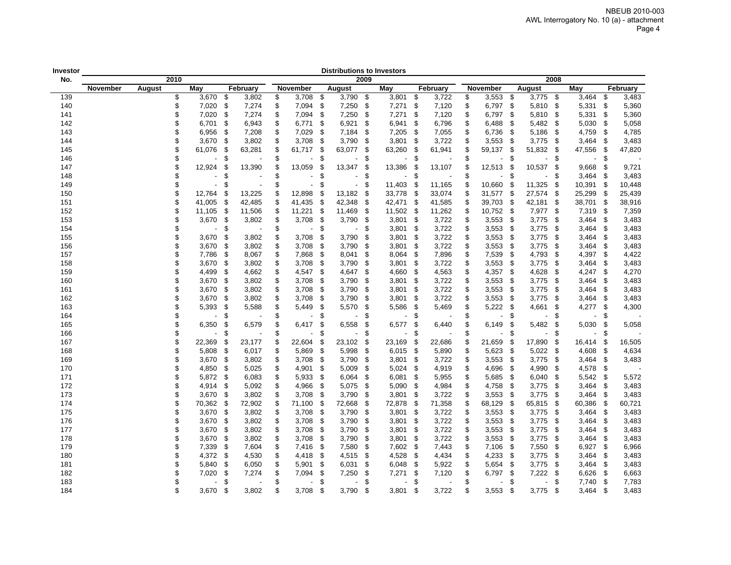| Investor No. | Distributions to Investors | | | | | | | | | | | |
|---|---|---|---|---|---|---|---|---|---|---|---|---|
| | 2010 | | | | 2009 | | | | 2008 | | | |
| | November | August | May | February | November | August | May | February | November | August | May | February |
| 139 | | | $ 3,670 | $ 3,802 | $ 3,708 | $ 3,790 | $ 3,801 | $ 3,722 | $ 3,553 | $ 3,775 | $ 3,464 | $ 3,483 |
| 140 | | | $ 7,020 | $ 7,274 | $ 7,094 | $ 7,250 | $ 7,271 | $ 7,120 | $ 6,797 | $ 5,810 | $ 5,331 | $ 5,360 |
| 141 | | | $ 7,020 | $ 7,274 | $ 7,094 | $ 7,250 | $ 7,271 | $ 7,120 | $ 6,797 | $ 5,810 | $ 5,331 | $ 5,360 |
| 142 | | | $ 6,701 | $ 6,943 | $ 6,771 | $ 6,921 | $ 6,941 | $ 6,796 | $ 6,488 | $ 5,482 | $ 5,030 | $ 5,058 |
| 143 | | | $ 6,956 | $ 7,208 | $ 7,029 | $ 7,184 | $ 7,205 | $ 7,055 | $ 6,736 | $ 5,186 | $ 4,759 | $ 4,785 |
| 144 | | | $ 3,670 | $ 3,802 | $ 3,708 | $ 3,790 | $ 3,801 | $ 3,722 | $ 3,553 | $ 3,775 | $ 3,464 | $ 3,483 |
| 145 | | | $ 61,076 | $ 63,281 | $ 61,717 | $ 63,077 | $ 63,260 | $ 61,941 | $ 59,137 | $ 51,832 | $ 47,556 | $ 47,820 |
| 146 | | | $ - | $ - | $ - | $ - | $ - | $ - | $ - | $ - | $ - | $ - |
| 147 | | | $ 12,924 | $ 13,390 | $ 13,059 | $ 13,347 | $ 13,386 | $ 13,107 | $ 12,513 | $ 10,537 | $ 9,668 | $ 9,721 |
| 148 | | | $ - | $ - | $ - | $ - | $ - | $ - | $ - | $ - | $ 3,464 | $ 3,483 |
| 149 | | | $ - | $ - | $ - | $ - | $ 11,403 | $ 11,165 | $ 10,660 | $ 11,325 | $ 10,391 | $ 10,448 |
| 150 | | | $ 12,764 | $ 13,225 | $ 12,898 | $ 13,182 | $ 33,778 | $ 33,074 | $ 31,577 | $ 27,574 | $ 25,299 | $ 25,439 |
| 151 | | | $ 41,005 | $ 42,485 | $ 41,435 | $ 42,348 | $ 42,471 | $ 41,585 | $ 39,703 | $ 42,181 | $ 38,701 | $ 38,916 |
| 152 | | | $ 11,105 | $ 11,506 | $ 11,221 | $ 11,469 | $ 11,502 | $ 11,262 | $ 10,752 | $ 7,977 | $ 7,319 | $ 7,359 |
| 153 | | | $ 3,670 | $ 3,802 | $ 3,708 | $ 3,790 | $ 3,801 | $ 3,722 | $ 3,553 | $ 3,775 | $ 3,464 | $ 3,483 |
| 154 | | | $ - | $ - | $ - | $ - | $ 3,801 | $ 3,722 | $ 3,553 | $ 3,775 | $ 3,464 | $ 3,483 |
| 155 | | | $ 3,670 | $ 3,802 | $ 3,708 | $ 3,790 | $ 3,801 | $ 3,722 | $ 3,553 | $ 3,775 | $ 3,464 | $ 3,483 |
| 156 | | | $ 3,670 | $ 3,802 | $ 3,708 | $ 3,790 | $ 3,801 | $ 3,722 | $ 3,553 | $ 3,775 | $ 3,464 | $ 3,483 |
| 157 | | | $ 7,786 | $ 8,067 | $ 7,868 | $ 8,041 | $ 8,064 | $ 7,896 | $ 7,539 | $ 4,793 | $ 4,397 | $ 4,422 |
| 158 | | | $ 3,670 | $ 3,802 | $ 3,708 | $ 3,790 | $ 3,801 | $ 3,722 | $ 3,553 | $ 3,775 | $ 3,464 | $ 3,483 |
| 159 | | | $ 4,499 | $ 4,662 | $ 4,547 | $ 4,647 | $ 4,660 | $ 4,563 | $ 4,357 | $ 4,628 | $ 4,247 | $ 4,270 |
| 160 | | | $ 3,670 | $ 3,802 | $ 3,708 | $ 3,790 | $ 3,801 | $ 3,722 | $ 3,553 | $ 3,775 | $ 3,464 | $ 3,483 |
| 161 | | | $ 3,670 | $ 3,802 | $ 3,708 | $ 3,790 | $ 3,801 | $ 3,722 | $ 3,553 | $ 3,775 | $ 3,464 | $ 3,483 |
| 162 | | | $ 3,670 | $ 3,802 | $ 3,708 | $ 3,790 | $ 3,801 | $ 3,722 | $ 3,553 | $ 3,775 | $ 3,464 | $ 3,483 |
| 163 | | | $ 5,393 | $ 5,588 | $ 5,449 | $ 5,570 | $ 5,586 | $ 5,469 | $ 5,222 | $ 4,661 | $ 4,277 | $ 4,300 |
| 164 | | | $ - | $ - | $ - | $ - | $ - | $ - | $ - | $ - | $ - | $ - |
| 165 | | | $ 6,350 | $ 6,579 | $ 6,417 | $ 6,558 | $ 6,577 | $ 6,440 | $ 6,149 | $ 5,482 | $ 5,030 | $ 5,058 |
| 166 | | | $ - | $ - | $ - | $ - | $ - | $ - | $ - | $ - | $ - | $ - |
| 167 | | | $ 22,369 | $ 23,177 | $ 22,604 | $ 23,102 | $ 23,169 | $ 22,686 | $ 21,659 | $ 17,890 | $ 16,414 | $ 16,505 |
| 168 | | | $ 5,808 | $ 6,017 | $ 5,869 | $ 5,998 | $ 6,015 | $ 5,890 | $ 5,623 | $ 5,022 | $ 4,608 | $ 4,634 |
| 169 | | | $ 3,670 | $ 3,802 | $ 3,708 | $ 3,790 | $ 3,801 | $ 3,722 | $ 3,553 | $ 3,775 | $ 3,464 | $ 3,483 |
| 170 | | | $ 4,850 | $ 5,025 | $ 4,901 | $ 5,009 | $ 5,024 | $ 4,919 | $ 4,696 | $ 4,990 | $ 4,578 | $ - |
| 171 | | | $ 5,872 | $ 6,083 | $ 5,933 | $ 6,064 | $ 6,081 | $ 5,955 | $ 5,685 | $ 6,040 | $ 5,542 | $ 5,572 |
| 172 | | | $ 4,914 | $ 5,092 | $ 4,966 | $ 5,075 | $ 5,090 | $ 4,984 | $ 4,758 | $ 3,775 | $ 3,464 | $ 3,483 |
| 173 | | | $ 3,670 | $ 3,802 | $ 3,708 | $ 3,790 | $ 3,801 | $ 3,722 | $ 3,553 | $ 3,775 | $ 3,464 | $ 3,483 |
| 174 | | | $ 70,362 | $ 72,902 | $ 71,100 | $ 72,668 | $ 72,878 | $ 71,358 | $ 68,129 | $ 65,815 | $ 60,386 | $ 60,721 |
| 175 | | | $ 3,670 | $ 3,802 | $ 3,708 | $ 3,790 | $ 3,801 | $ 3,722 | $ 3,553 | $ 3,775 | $ 3,464 | $ 3,483 |
| 176 | | | $ 3,670 | $ 3,802 | $ 3,708 | $ 3,790 | $ 3,801 | $ 3,722 | $ 3,553 | $ 3,775 | $ 3,464 | $ 3,483 |
| 177 | | | $ 3,670 | $ 3,802 | $ 3,708 | $ 3,790 | $ 3,801 | $ 3,722 | $ 3,553 | $ 3,775 | $ 3,464 | $ 3,483 |
| 178 | | | $ 3,670 | $ 3,802 | $ 3,708 | $ 3,790 | $ 3,801 | $ 3,722 | $ 3,553 | $ 3,775 | $ 3,464 | $ 3,483 |
| 179 | | | $ 7,339 | $ 7,604 | $ 7,416 | $ 7,580 | $ 7,602 | $ 7,443 | $ 7,106 | $ 7,550 | $ 6,927 | $ 6,966 |
| 180 | | | $ 4,372 | $ 4,530 | $ 4,418 | $ 4,515 | $ 4,528 | $ 4,434 | $ 4,233 | $ 3,775 | $ 3,464 | $ 3,483 |
| 181 | | | $ 5,840 | $ 6,050 | $ 5,901 | $ 6,031 | $ 6,048 | $ 5,922 | $ 5,654 | $ 3,775 | $ 3,464 | $ 3,483 |
| 182 | | | $ 7,020 | $ 7,274 | $ 7,094 | $ 7,250 | $ 7,271 | $ 7,120 | $ 6,797 | $ 7,222 | $ 6,626 | $ 6,663 |
| 183 | | | $ - | $ - | $ - | $ - | $ - | $ - | $ - | $ - | $ 7,740 | $ 7,783 |
| 184 | | | $ 3,670 | $ 3,802 | $ 3,708 | $ 3,790 | $ 3,801 | $ 3,722 | $ 3,553 | $ 3,775 | $ 3,464 | $ 3,483 |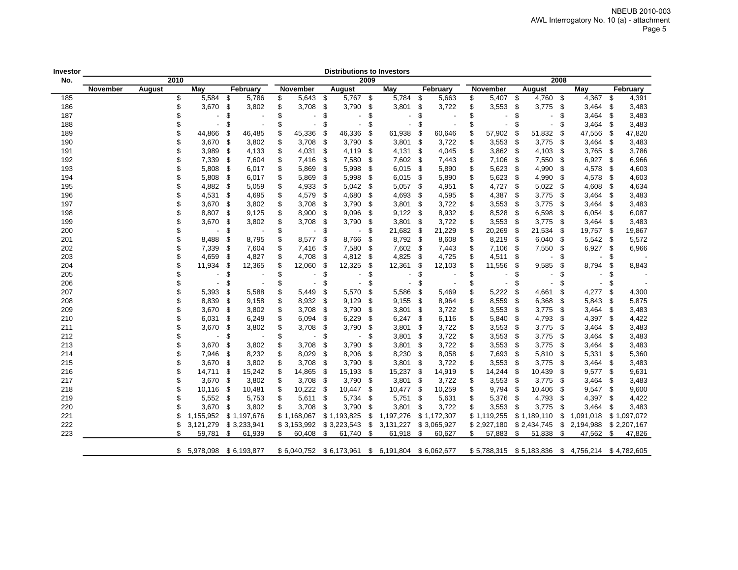| Investor No. | Distributions to Investors | | | | | | | | | | | |
|---|---|---|---|---|---|---|---|---|---|---|---|---|
| | 2010 | | | | 2009 | | | | 2008 | | | |
| | November | August | May | February | November | August | May | February | November | August | May | February |
| 185 | | | $ 5,584 | $ 5,786 | $ 5,643 | $ 5,767 | $ 5,784 | $ 5,663 | $ 5,407 | $ 4,760 | $ 4,367 | $ 4,391 |
| 186 | | | $ 3,670 | $ 3,802 | $ 3,708 | $ 3,790 | $ 3,801 | $ 3,722 | $ 3,553 | $ 3,775 | $ 3,464 | $ 3,483 |
| 187 | | | $ - | $ - | $ - | $ - | $ - | $ - | $ - | $ - | $ 3,464 | $ 3,483 |
| 188 | | | $ - | $ - | $ - | $ - | $ - | $ - | $ - | $ - | $ 3,464 | $ 3,483 |
| 189 | | | $ 44,866 | $ 46,485 | $ 45,336 | $ 46,336 | $ 61,938 | $ 60,646 | $ 57,902 | $ 51,832 | $ 47,556 | $ 47,820 |
| 190 | | | $ 3,670 | $ 3,802 | $ 3,708 | $ 3,790 | $ 3,801 | $ 3,722 | $ 3,553 | $ 3,775 | $ 3,464 | $ 3,483 |
| 191 | | | $ 3,989 | $ 4,133 | $ 4,031 | $ 4,119 | $ 4,131 | $ 4,045 | $ 3,862 | $ 4,103 | $ 3,765 | $ 3,786 |
| 192 | | | $ 7,339 | $ 7,604 | $ 7,416 | $ 7,580 | $ 7,602 | $ 7,443 | $ 7,106 | $ 7,550 | $ 6,927 | $ 6,966 |
| 193 | | | $ 5,808 | $ 6,017 | $ 5,869 | $ 5,998 | $ 6,015 | $ 5,890 | $ 5,623 | $ 4,990 | $ 4,578 | $ 4,603 |
| 194 | | | $ 5,808 | $ 6,017 | $ 5,869 | $ 5,998 | $ 6,015 | $ 5,890 | $ 5,623 | $ 4,990 | $ 4,578 | $ 4,603 |
| 195 | | | $ 4,882 | $ 5,059 | $ 4,933 | $ 5,042 | $ 5,057 | $ 4,951 | $ 4,727 | $ 5,022 | $ 4,608 | $ 4,634 |
| 196 | | | $ 4,531 | $ 4,695 | $ 4,579 | $ 4,680 | $ 4,693 | $ 4,595 | $ 4,387 | $ 3,775 | $ 3,464 | $ 3,483 |
| 197 | | | $ 3,670 | $ 3,802 | $ 3,708 | $ 3,790 | $ 3,801 | $ 3,722 | $ 3,553 | $ 3,775 | $ 3,464 | $ 3,483 |
| 198 | | | $ 8,807 | $ 9,125 | $ 8,900 | $ 9,096 | $ 9,122 | $ 8,932 | $ 8,528 | $ 6,598 | $ 6,054 | $ 6,087 |
| 199 | | | $ 3,670 | $ 3,802 | $ 3,708 | $ 3,790 | $ 3,801 | $ 3,722 | $ 3,553 | $ 3,775 | $ 3,464 | $ 3,483 |
| 200 | | | $ - | $ - | $ - | $ - | $ 21,682 | $ 21,229 | $ 20,269 | $ 21,534 | $ 19,757 | $ 19,867 |
| 201 | | | $ 8,488 | $ 8,795 | $ 8,577 | $ 8,766 | $ 8,792 | $ 8,608 | $ 8,219 | $ 6,040 | $ 5,542 | $ 5,572 |
| 202 | | | $ 7,339 | $ 7,604 | $ 7,416 | $ 7,580 | $ 7,602 | $ 7,443 | $ 7,106 | $ 7,550 | $ 6,927 | $ 6,966 |
| 203 | | | $ 4,659 | $ 4,827 | $ 4,708 | $ 4,812 | $ 4,825 | $ 4,725 | $ 4,511 | $ - | $ - | $ - |
| 204 | | | $ 11,934 | $ 12,365 | $ 12,060 | $ 12,325 | $ 12,361 | $ 12,103 | $ 11,556 | $ 9,585 | $ 8,794 | $ 8,843 |
| 205 | | | $ - | $ - | $ - | $ - | $ - | $ - | $ - | $ - | $ - | $ - |
| 206 | | | $ - | $ - | $ - | $ - | $ - | $ - | $ - | $ - | $ - | $ - |
| 207 | | | $ 5,393 | $ 5,588 | $ 5,449 | $ 5,570 | $ 5,586 | $ 5,469 | $ 5,222 | $ 4,661 | $ 4,277 | $ 4,300 |
| 208 | | | $ 8,839 | $ 9,158 | $ 8,932 | $ 9,129 | $ 9,155 | $ 8,964 | $ 8,559 | $ 6,368 | $ 5,843 | $ 5,875 |
| 209 | | | $ 3,670 | $ 3,802 | $ 3,708 | $ 3,790 | $ 3,801 | $ 3,722 | $ 3,553 | $ 3,775 | $ 3,464 | $ 3,483 |
| 210 | | | $ 6,031 | $ 6,249 | $ 6,094 | $ 6,229 | $ 6,247 | $ 6,116 | $ 5,840 | $ 4,793 | $ 4,397 | $ 4,422 |
| 211 | | | $ 3,670 | $ 3,802 | $ 3,708 | $ 3,790 | $ 3,801 | $ 3,722 | $ 3,553 | $ 3,775 | $ 3,464 | $ 3,483 |
| 212 | | | $ - | $ - | $ - | $ - | $ 3,801 | $ 3,722 | $ 3,553 | $ 3,775 | $ 3,464 | $ 3,483 |
| 213 | | | $ 3,670 | $ 3,802 | $ 3,708 | $ 3,790 | $ 3,801 | $ 3,722 | $ 3,553 | $ 3,775 | $ 3,464 | $ 3,483 |
| 214 | | | $ 7,946 | $ 8,232 | $ 8,029 | $ 8,206 | $ 8,230 | $ 8,058 | $ 7,693 | $ 5,810 | $ 5,331 | $ 5,360 |
| 215 | | | $ 3,670 | $ 3,802 | $ 3,708 | $ 3,790 | $ 3,801 | $ 3,722 | $ 3,553 | $ 3,775 | $ 3,464 | $ 3,483 |
| 216 | | | $ 14,711 | $ 15,242 | $ 14,865 | $ 15,193 | $ 15,237 | $ 14,919 | $ 14,244 | $ 10,439 | $ 9,577 | $ 9,631 |
| 217 | | | $ 3,670 | $ 3,802 | $ 3,708 | $ 3,790 | $ 3,801 | $ 3,722 | $ 3,553 | $ 3,775 | $ 3,464 | $ 3,483 |
| 218 | | | $ 10,116 | $ 10,481 | $ 10,222 | $ 10,447 | $ 10,477 | $ 10,259 | $ 9,794 | $ 10,406 | $ 9,547 | $ 9,600 |
| 219 | | | $ 5,552 | $ 5,753 | $ 5,611 | $ 5,734 | $ 5,751 | $ 5,631 | $ 5,376 | $ 4,793 | $ 4,397 | $ 4,422 |
| 220 | | | $ 3,670 | $ 3,802 | $ 3,708 | $ 3,790 | $ 3,801 | $ 3,722 | $ 3,553 | $ 3,775 | $ 3,464 | $ 3,483 |
| 221 | | | $ 1,155,952 | $ 1,197,676 | $ 1,168,067 | $ 1,193,825 | $ 1,197,276 | $ 1,172,307 | $ 1,119,255 | $ 1,189,110 | $ 1,091,018 | $ 1,097,072 |
| 222 | | | $ 3,121,279 | $ 3,233,941 | $ 3,153,992 | $ 3,223,543 | $ 3,131,227 | $ 3,065,927 | $ 2,927,180 | $ 2,434,745 | $ 2,194,988 | $ 2,207,167 |
| 223 | | | $ 59,781 | $ 61,939 | $ 60,408 | $ 61,740 | $ 61,918 | $ 60,627 | $ 57,883 | $ 51,838 | $ 47,562 | $ 47,826 |
| | | | $ 5,978,098 | $ 6,193,877 | $ 6,040,752 | $ 6,173,961 | $ 6,191,804 | $ 6,062,677 | $ 5,788,315 | $ 5,183,836 | $ 4,756,214 | $ 4,782,605 |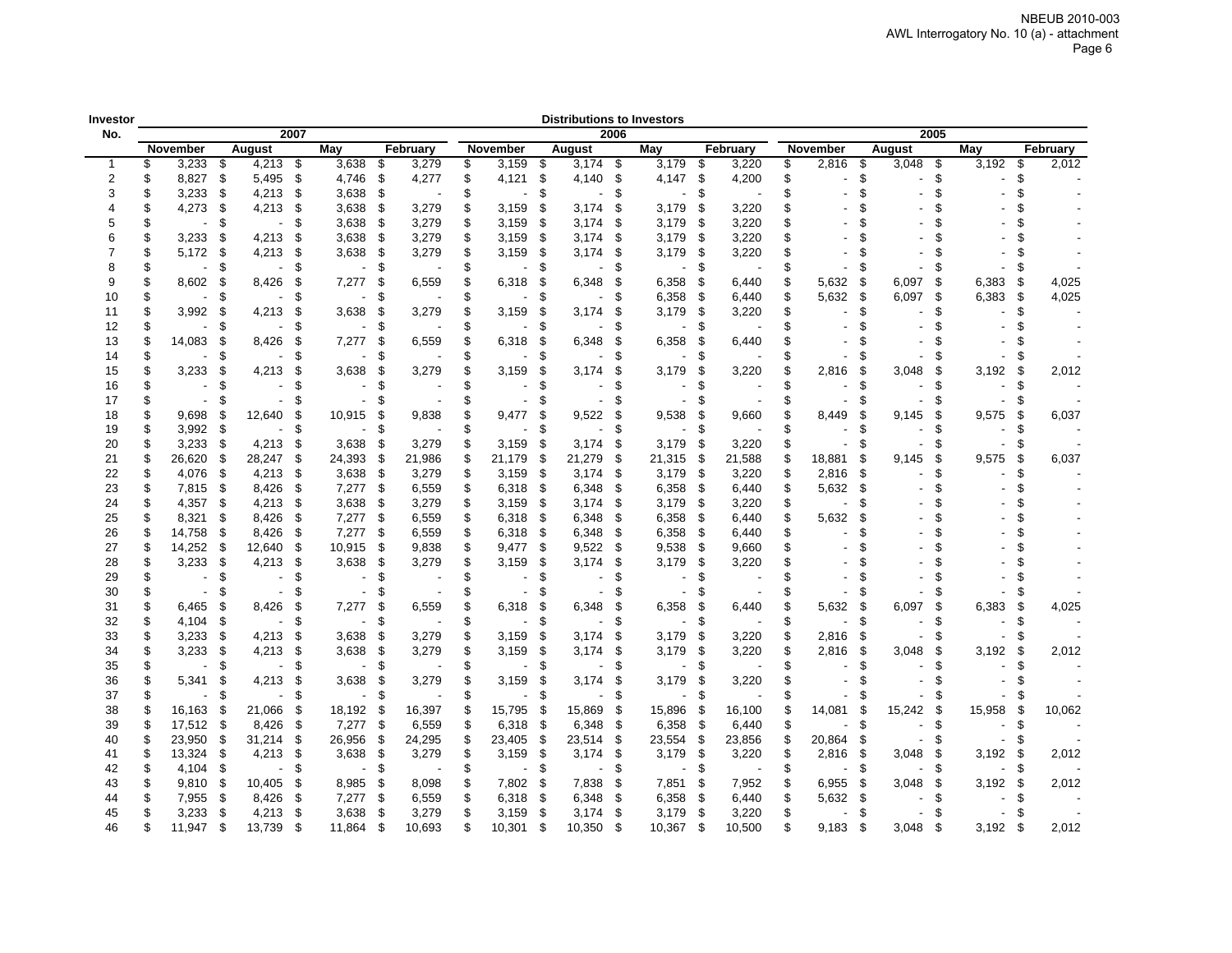| Investor No. | Distributions to Investors | | | | | | | | | | | |
|---|---|---|---|---|---|---|---|---|---|---|---|---|
| | 2007 | | | | 2006 | | | | 2005 | | | |
| | November | August | May | February | November | August | May | February | November | August | May | February |
| 1 | $ 3,233 | $ 4,213 | $ 3,638 | $ 3,279 | $ 3,159 | $ 3,174 | $ 3,179 | $ 3,220 | $ 2,816 | $ 3,048 | $ 3,192 | $ 2,012 |
| 2 | $ 8,827 | $ 5,495 | $ 4,746 | $ 4,277 | $ 4,121 | $ 4,140 | $ 4,147 | $ 4,200 | $ - | $ - | $ - | $ - |
| 3 | $ 3,233 | $ 4,213 | $ 3,638 | $ - | $ - | $ - | $ - | $ - | $ - | $ - | $ - | $ - |
| 4 | $ 4,273 | $ 4,213 | $ 3,638 | $ 3,279 | $ 3,159 | $ 3,174 | $ 3,179 | $ 3,220 | $ - | $ - | $ - | $ - |
| 5 | $ - | $ - | $ 3,638 | $ 3,279 | $ 3,159 | $ 3,174 | $ 3,179 | $ 3,220 | $ - | $ - | $ - | $ - |
| 6 | $ 3,233 | $ 4,213 | $ 3,638 | $ 3,279 | $ 3,159 | $ 3,174 | $ 3,179 | $ 3,220 | $ - | $ - | $ - | $ - |
| 7 | $ 5,172 | $ 4,213 | $ 3,638 | $ 3,279 | $ 3,159 | $ 3,174 | $ 3,179 | $ 3,220 | $ - | $ - | $ - | $ - |
| 8 | $ - | $ - | $ - | $ - | $ - | $ - | $ - | $ - | $ - | $ - | $ - | $ - |
| 9 | $ 8,602 | $ 8,426 | $ 7,277 | $ 6,559 | $ 6,318 | $ 6,348 | $ 6,358 | $ 6,440 | $ 5,632 | $ 6,097 | $ 6,383 | $ 4,025 |
| 10 | $ - | $ - | $ - | $ - | $ - | $ - | $ 6,358 | $ 6,440 | $ 5,632 | $ 6,097 | $ 6,383 | $ 4,025 |
| 11 | $ 3,992 | $ 4,213 | $ 3,638 | $ 3,279 | $ 3,159 | $ 3,174 | $ 3,179 | $ 3,220 | $ - | $ - | $ - | $ - |
| 12 | $ - | $ - | $ - | $ - | $ - | $ - | $ - | $ - | $ - | $ - | $ - | $ - |
| 13 | $ 14,083 | $ 8,426 | $ 7,277 | $ 6,559 | $ 6,318 | $ 6,348 | $ 6,358 | $ 6,440 | $ - | $ - | $ - | $ - |
| 14 | $ - | $ - | $ - | $ - | $ - | $ - | $ - | $ - | $ - | $ - | $ - | $ - |
| 15 | $ 3,233 | $ 4,213 | $ 3,638 | $ 3,279 | $ 3,159 | $ 3,174 | $ 3,179 | $ 3,220 | $ 2,816 | $ 3,048 | $ 3,192 | $ 2,012 |
| 16 | $ - | $ - | $ - | $ - | $ - | $ - | $ - | $ - | $ - | $ - | $ - | $ - |
| 17 | $ - | $ - | $ - | $ - | $ - | $ - | $ - | $ - | $ - | $ - | $ - | $ - |
| 18 | $ 9,698 | $ 12,640 | $ 10,915 | $ 9,838 | $ 9,477 | $ 9,522 | $ 9,538 | $ 9,660 | $ 8,449 | $ 9,145 | $ 9,575 | $ 6,037 |
| 19 | $ 3,992 | $ - | $ - | $ - | $ - | $ - | $ - | $ - | $ - | $ - | $ - | $ - |
| 20 | $ 3,233 | $ 4,213 | $ 3,638 | $ 3,279 | $ 3,159 | $ 3,174 | $ 3,179 | $ 3,220 | $ - | $ - | $ - | $ - |
| 21 | $ 26,620 | $ 28,247 | $ 24,393 | $ 21,986 | $ 21,179 | $ 21,279 | $ 21,315 | $ 21,588 | $ 18,881 | $ 9,145 | $ 9,575 | $ 6,037 |
| 22 | $ 4,076 | $ 4,213 | $ 3,638 | $ 3,279 | $ 3,159 | $ 3,174 | $ 3,179 | $ 3,220 | $ 2,816 | $ - | $ - | $ - |
| 23 | $ 7,815 | $ 8,426 | $ 7,277 | $ 6,559 | $ 6,318 | $ 6,348 | $ 6,358 | $ 6,440 | $ 5,632 | $ - | $ - | $ - |
| 24 | $ 4,357 | $ 4,213 | $ 3,638 | $ 3,279 | $ 3,159 | $ 3,174 | $ 3,179 | $ 3,220 | $ - | $ - | $ - | $ - |
| 25 | $ 8,321 | $ 8,426 | $ 7,277 | $ 6,559 | $ 6,318 | $ 6,348 | $ 6,358 | $ 6,440 | $ 5,632 | $ - | $ - | $ - |
| 26 | $ 14,758 | $ 8,426 | $ 7,277 | $ 6,559 | $ 6,318 | $ 6,348 | $ 6,358 | $ 6,440 | $ - | $ - | $ - | $ - |
| 27 | $ 14,252 | $ 12,640 | $ 10,915 | $ 9,838 | $ 9,477 | $ 9,522 | $ 9,538 | $ 9,660 | $ - | $ - | $ - | $ - |
| 28 | $ 3,233 | $ 4,213 | $ 3,638 | $ 3,279 | $ 3,159 | $ 3,174 | $ 3,179 | $ 3,220 | $ - | $ - | $ - | $ - |
| 29 | $ - | $ - | $ - | $ - | $ - | $ - | $ - | $ - | $ - | $ - | $ - | $ - |
| 30 | $ - | $ - | $ - | $ - | $ - | $ - | $ - | $ - | $ - | $ - | $ - | $ - |
| 31 | $ 6,465 | $ 8,426 | $ 7,277 | $ 6,559 | $ 6,318 | $ 6,348 | $ 6,358 | $ 6,440 | $ 5,632 | $ 6,097 | $ 6,383 | $ 4,025 |
| 32 | $ 4,104 | $ - | $ - | $ - | $ - | $ - | $ - | $ - | $ - | $ - | $ - | $ - |
| 33 | $ 3,233 | $ 4,213 | $ 3,638 | $ 3,279 | $ 3,159 | $ 3,174 | $ 3,179 | $ 3,220 | $ 2,816 | $ - | $ - | $ - |
| 34 | $ 3,233 | $ 4,213 | $ 3,638 | $ 3,279 | $ 3,159 | $ 3,174 | $ 3,179 | $ 3,220 | $ 2,816 | $ 3,048 | $ 3,192 | $ 2,012 |
| 35 | $ - | $ - | $ - | $ - | $ - | $ - | $ - | $ - | $ - | $ - | $ - | $ - |
| 36 | $ 5,341 | $ 4,213 | $ 3,638 | $ 3,279 | $ 3,159 | $ 3,174 | $ 3,179 | $ 3,220 | $ - | $ - | $ - | $ - |
| 37 | $ - | $ - | $ - | $ - | $ - | $ - | $ - | $ - | $ - | $ - | $ - | $ - |
| 38 | $ 16,163 | $ 21,066 | $ 18,192 | $ 16,397 | $ 15,795 | $ 15,869 | $ 15,896 | $ 16,100 | $ 14,081 | $ 15,242 | $ 15,958 | $ 10,062 |
| 39 | $ 17,512 | $ 8,426 | $ 7,277 | $ 6,559 | $ 6,318 | $ 6,348 | $ 6,358 | $ 6,440 | $ - | $ - | $ - | $ - |
| 40 | $ 23,950 | $ 31,214 | $ 26,956 | $ 24,295 | $ 23,405 | $ 23,514 | $ 23,554 | $ 23,856 | $ 20,864 | $ - | $ - | $ - |
| 41 | $ 13,324 | $ 4,213 | $ 3,638 | $ 3,279 | $ 3,159 | $ 3,174 | $ 3,179 | $ 3,220 | $ 2,816 | $ 3,048 | $ 3,192 | $ 2,012 |
| 42 | $ 4,104 | $ - | $ - | $ - | $ - | $ - | $ - | $ - | $ - | $ - | $ - | $ - |
| 43 | $ 9,810 | $ 10,405 | $ 8,985 | $ 8,098 | $ 7,802 | $ 7,838 | $ 7,851 | $ 7,952 | $ 6,955 | $ 3,048 | $ 3,192 | $ 2,012 |
| 44 | $ 7,955 | $ 8,426 | $ 7,277 | $ 6,559 | $ 6,318 | $ 6,348 | $ 6,358 | $ 6,440 | $ 5,632 | $ - | $ - | $ - |
| 45 | $ 3,233 | $ 4,213 | $ 3,638 | $ 3,279 | $ 3,159 | $ 3,174 | $ 3,179 | $ 3,220 | $ - | $ - | $ - | $ - |
| 46 | $ 11,947 | $ 13,739 | $ 11,864 | $ 10,693 | $ 10,301 | $ 10,350 | $ 10,367 | $ 10,500 | $ 9,183 | $ 3,048 | $ 3,192 | $ 2,012 |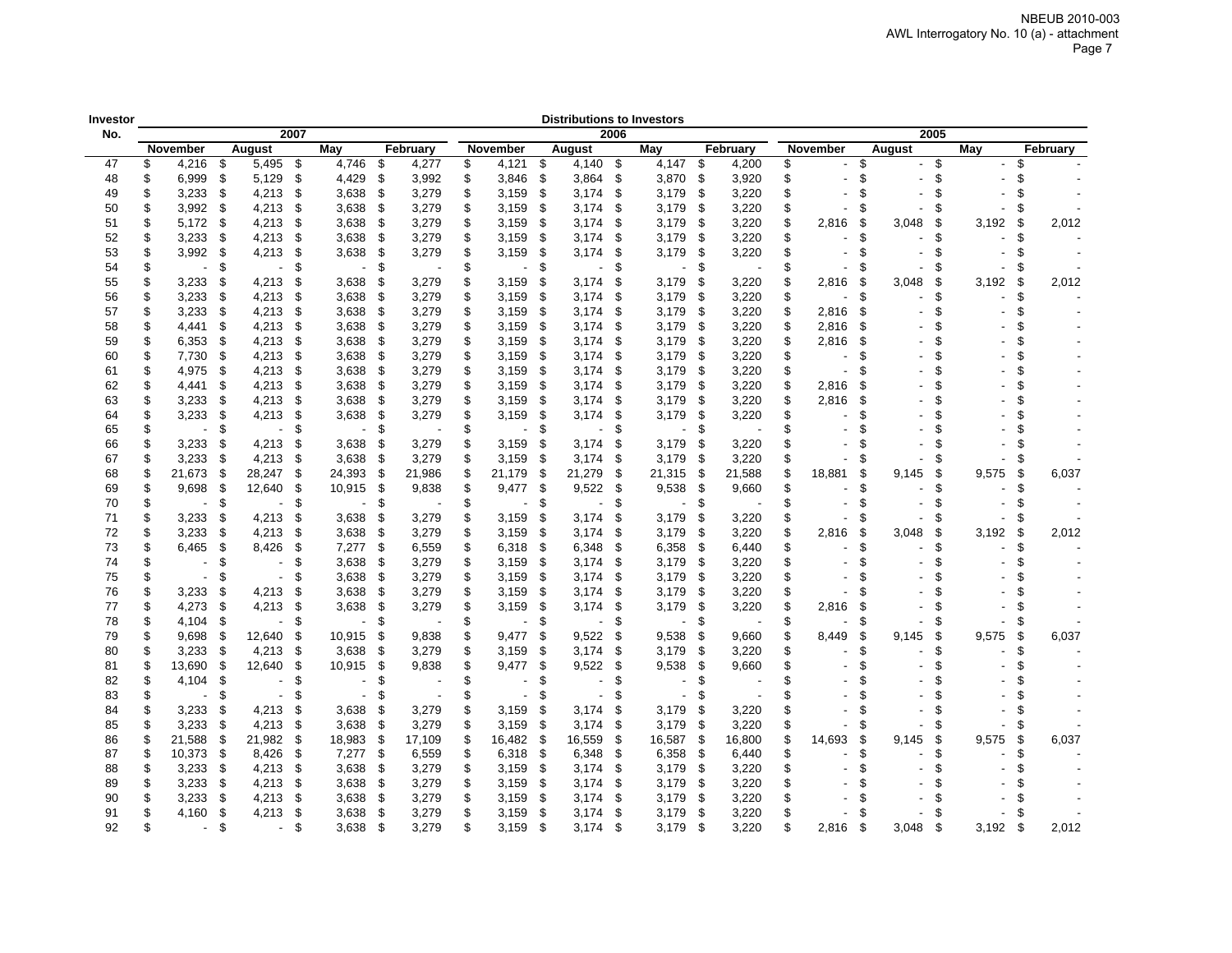| Investor No. | Distributions to Investors | | | | | | | | | | | |
|---|---|---|---|---|---|---|---|---|---|---|---|---|
| | 2007 | | | | 2006 | | | | 2005 | | | |
| | November | August | May | February | November | August | May | February | November | August | May | February |
| 47 | $ 4,216 | $ 5,495 | $ 4,746 | $ 4,277 | $ 4,121 | $ 4,140 | $ 4,147 | $ 4,200 | $ - | $ - | $ - | $ - |
| 48 | $ 6,999 | $ 5,129 | $ 4,429 | $ 3,992 | $ 3,846 | $ 3,864 | $ 3,870 | $ 3,920 | $ - | $ - | $ - | $ - |
| 49 | $ 3,233 | $ 4,213 | $ 3,638 | $ 3,279 | $ 3,159 | $ 3,174 | $ 3,179 | $ 3,220 | $ - | $ - | $ - | $ - |
| 50 | $ 3,992 | $ 4,213 | $ 3,638 | $ 3,279 | $ 3,159 | $ 3,174 | $ 3,179 | $ 3,220 | $ - | $ - | $ - | $ - |
| 51 | $ 5,172 | $ 4,213 | $ 3,638 | $ 3,279 | $ 3,159 | $ 3,174 | $ 3,179 | $ 3,220 | $ 2,816 | $ 3,048 | $ 3,192 | $ 2,012 |
| 52 | $ 3,233 | $ 4,213 | $ 3,638 | $ 3,279 | $ 3,159 | $ 3,174 | $ 3,179 | $ 3,220 | $ - | $ - | $ - | $ - |
| 53 | $ 3,992 | $ 4,213 | $ 3,638 | $ 3,279 | $ 3,159 | $ 3,174 | $ 3,179 | $ 3,220 | $ - | $ - | $ - | $ - |
| 54 | $ - | $ - | $ - | $ - | $ - | $ - | $ - | $ - | $ - | $ - | $ - | $ - |
| 55 | $ 3,233 | $ 4,213 | $ 3,638 | $ 3,279 | $ 3,159 | $ 3,174 | $ 3,179 | $ 3,220 | $ 2,816 | $ 3,048 | $ 3,192 | $ 2,012 |
| 56 | $ 3,233 | $ 4,213 | $ 3,638 | $ 3,279 | $ 3,159 | $ 3,174 | $ 3,179 | $ 3,220 | $ - | $ - | $ - | $ - |
| 57 | $ 3,233 | $ 4,213 | $ 3,638 | $ 3,279 | $ 3,159 | $ 3,174 | $ 3,179 | $ 3,220 | $ 2,816 | $ - | $ - | $ - |
| 58 | $ 4,441 | $ 4,213 | $ 3,638 | $ 3,279 | $ 3,159 | $ 3,174 | $ 3,179 | $ 3,220 | $ 2,816 | $ - | $ - | $ - |
| 59 | $ 6,353 | $ 4,213 | $ 3,638 | $ 3,279 | $ 3,159 | $ 3,174 | $ 3,179 | $ 3,220 | $ 2,816 | $ - | $ - | $ - |
| 60 | $ 7,730 | $ 4,213 | $ 3,638 | $ 3,279 | $ 3,159 | $ 3,174 | $ 3,179 | $ 3,220 | $ - | $ - | $ - | $ - |
| 61 | $ 4,975 | $ 4,213 | $ 3,638 | $ 3,279 | $ 3,159 | $ 3,174 | $ 3,179 | $ 3,220 | $ - | $ - | $ - | $ - |
| 62 | $ 4,441 | $ 4,213 | $ 3,638 | $ 3,279 | $ 3,159 | $ 3,174 | $ 3,179 | $ 3,220 | $ 2,816 | $ - | $ - | $ - |
| 63 | $ 3,233 | $ 4,213 | $ 3,638 | $ 3,279 | $ 3,159 | $ 3,174 | $ 3,179 | $ 3,220 | $ 2,816 | $ - | $ - | $ - |
| 64 | $ 3,233 | $ 4,213 | $ 3,638 | $ 3,279 | $ 3,159 | $ 3,174 | $ 3,179 | $ 3,220 | $ - | $ - | $ - | $ - |
| 65 | $ - | $ - | $ - | $ - | $ - | $ - | $ - | $ - | $ - | $ - | $ - | $ - |
| 66 | $ 3,233 | $ 4,213 | $ 3,638 | $ 3,279 | $ 3,159 | $ 3,174 | $ 3,179 | $ 3,220 | $ - | $ - | $ - | $ - |
| 67 | $ 3,233 | $ 4,213 | $ 3,638 | $ 3,279 | $ 3,159 | $ 3,174 | $ 3,179 | $ 3,220 | $ - | $ - | $ - | $ - |
| 68 | $ 21,673 | $ 28,247 | $ 24,393 | $ 21,986 | $ 21,179 | $ 21,279 | $ 21,315 | $ 21,588 | $ 18,881 | $ 9,145 | $ 9,575 | $ 6,037 |
| 69 | $ 9,698 | $ 12,640 | $ 10,915 | $ 9,838 | $ 9,477 | $ 9,522 | $ 9,538 | $ 9,660 | $ - | $ - | $ - | $ - |
| 70 | $ - | $ - | $ - | $ - | $ - | $ - | $ - | $ - | $ - | $ - | $ - | $ - |
| 71 | $ 3,233 | $ 4,213 | $ 3,638 | $ 3,279 | $ 3,159 | $ 3,174 | $ 3,179 | $ 3,220 | $ - | $ - | $ - | $ - |
| 72 | $ 3,233 | $ 4,213 | $ 3,638 | $ 3,279 | $ 3,159 | $ 3,174 | $ 3,179 | $ 3,220 | $ 2,816 | $ 3,048 | $ 3,192 | $ 2,012 |
| 73 | $ 6,465 | $ 8,426 | $ 7,277 | $ 6,559 | $ 6,318 | $ 6,348 | $ 6,358 | $ 6,440 | $ - | $ - | $ - | $ - |
| 74 | $ - | $ - | $ 3,638 | $ 3,279 | $ 3,159 | $ 3,174 | $ 3,179 | $ 3,220 | $ - | $ - | $ - | $ - |
| 75 | $ - | $ - | $ 3,638 | $ 3,279 | $ 3,159 | $ 3,174 | $ 3,179 | $ 3,220 | $ - | $ - | $ - | $ - |
| 76 | $ 3,233 | $ 4,213 | $ 3,638 | $ 3,279 | $ 3,159 | $ 3,174 | $ 3,179 | $ 3,220 | $ - | $ - | $ - | $ - |
| 77 | $ 4,273 | $ 4,213 | $ 3,638 | $ 3,279 | $ 3,159 | $ 3,174 | $ 3,179 | $ 3,220 | $ 2,816 | $ - | $ - | $ - |
| 78 | $ 4,104 | $ - | $ - | $ - | $ - | $ - | $ - | $ - | $ - | $ - | $ - | $ - |
| 79 | $ 9,698 | $ 12,640 | $ 10,915 | $ 9,838 | $ 9,477 | $ 9,522 | $ 9,538 | $ 9,660 | $ 8,449 | $ 9,145 | $ 9,575 | $ 6,037 |
| 80 | $ 3,233 | $ 4,213 | $ 3,638 | $ 3,279 | $ 3,159 | $ 3,174 | $ 3,179 | $ 3,220 | $ - | $ - | $ - | $ - |
| 81 | $ 13,690 | $ 12,640 | $ 10,915 | $ 9,838 | $ 9,477 | $ 9,522 | $ 9,538 | $ 9,660 | $ - | $ - | $ - | $ - |
| 82 | $ 4,104 | $ - | $ - | $ - | $ - | $ - | $ - | $ - | $ - | $ - | $ - | $ - |
| 83 | $ - | $ - | $ - | $ - | $ - | $ - | $ - | $ - | $ - | $ - | $ - | $ - |
| 84 | $ 3,233 | $ 4,213 | $ 3,638 | $ 3,279 | $ 3,159 | $ 3,174 | $ 3,179 | $ 3,220 | $ - | $ - | $ - | $ - |
| 85 | $ 3,233 | $ 4,213 | $ 3,638 | $ 3,279 | $ 3,159 | $ 3,174 | $ 3,179 | $ 3,220 | $ - | $ - | $ - | $ - |
| 86 | $ 21,588 | $ 21,982 | $ 18,983 | $ 17,109 | $ 16,482 | $ 16,559 | $ 16,587 | $ 16,800 | $ 14,693 | $ 9,145 | $ 9,575 | $ 6,037 |
| 87 | $ 10,373 | $ 8,426 | $ 7,277 | $ 6,559 | $ 6,318 | $ 6,348 | $ 6,358 | $ 6,440 | $ - | $ - | $ - | $ - |
| 88 | $ 3,233 | $ 4,213 | $ 3,638 | $ 3,279 | $ 3,159 | $ 3,174 | $ 3,179 | $ 3,220 | $ - | $ - | $ - | $ - |
| 89 | $ 3,233 | $ 4,213 | $ 3,638 | $ 3,279 | $ 3,159 | $ 3,174 | $ 3,179 | $ 3,220 | $ - | $ - | $ - | $ - |
| 90 | $ 3,233 | $ 4,213 | $ 3,638 | $ 3,279 | $ 3,159 | $ 3,174 | $ 3,179 | $ 3,220 | $ - | $ - | $ - | $ - |
| 91 | $ 4,160 | $ 4,213 | $ 3,638 | $ 3,279 | $ 3,159 | $ 3,174 | $ 3,179 | $ 3,220 | $ - | $ - | $ - | $ - |
| 92 | $ - | $ - | $ 3,638 | $ 3,279 | $ 3,159 | $ 3,174 | $ 3,179 | $ 3,220 | $ 2,816 | $ 3,048 | $ 3,192 | $ 2,012 |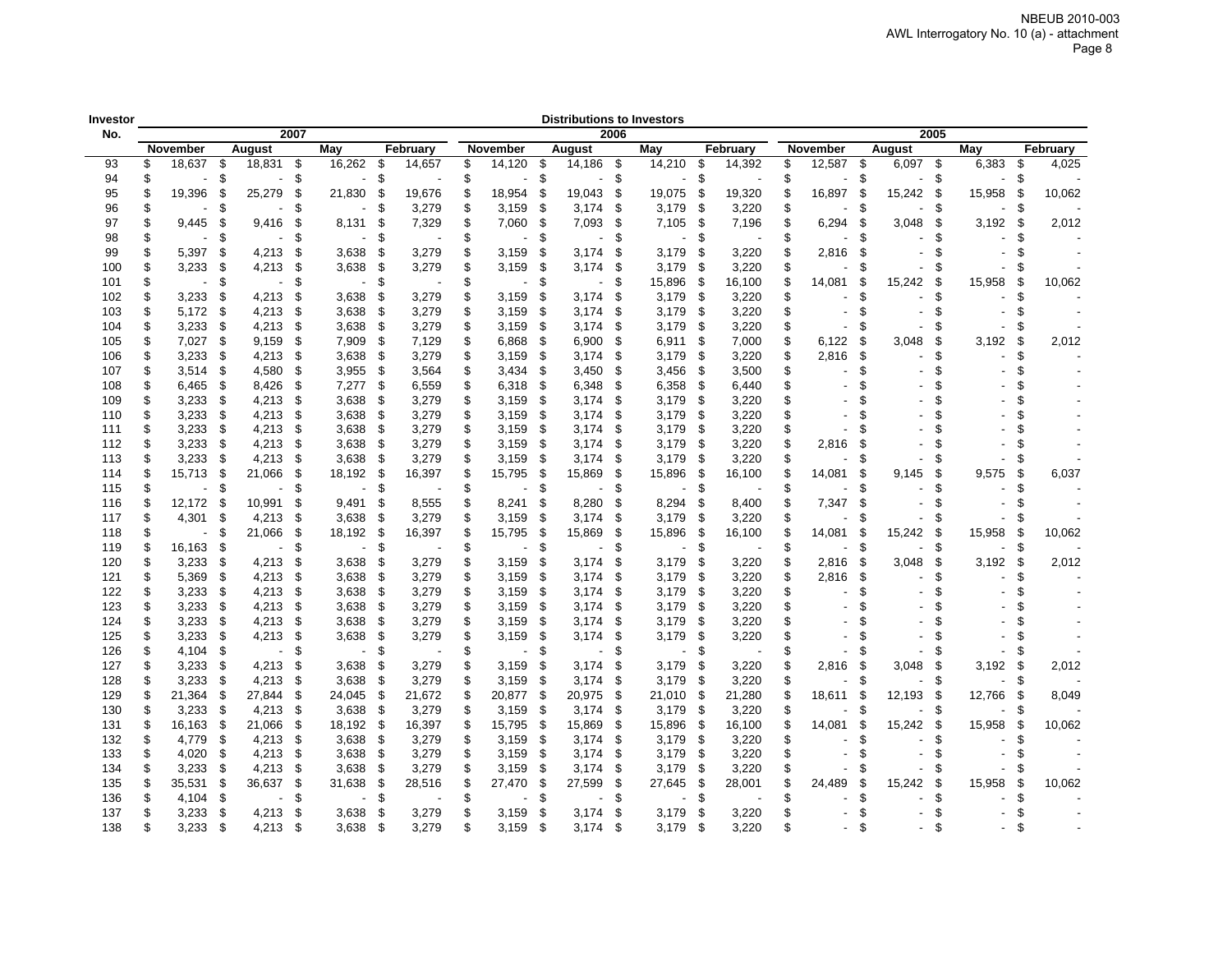| Investor No. | Distributions to Investors | | | | | | | | | | | |
|---|---|---|---|---|---|---|---|---|---|---|---|---|
| | 2007 | | | | 2006 | | | | 2005 | | | |
| | November | August | May | February | November | August | May | February | November | August | May | February |
| 93 | $ 18,637 | $ 18,831 | $ 16,262 | $ 14,657 | $ 14,120 | $ 14,186 | $ 14,210 | $ 14,392 | $ 12,587 | $ 6,097 | $ 6,383 | $ 4,025 |
| 94 | $ - | $ - | $ - | $ - | $ - | $ - | $ - | $ - | $ - | $ - | $ - | $ - |
| 95 | $ 19,396 | $ 25,279 | $ 21,830 | $ 19,676 | $ 18,954 | $ 19,043 | $ 19,075 | $ 19,320 | $ 16,897 | $ 15,242 | $ 15,958 | $ 10,062 |
| 96 | $ - | $ - | $ - | $ 3,279 | $ 3,159 | $ 3,174 | $ 3,179 | $ 3,220 | $ - | $ - | $ - | $ - |
| 97 | $ 9,445 | $ 9,416 | $ 8,131 | $ 7,329 | $ 7,060 | $ 7,093 | $ 7,105 | $ 7,196 | $ 6,294 | $ 3,048 | $ 3,192 | $ 2,012 |
| 98 | $ - | $ - | $ - | $ - | $ - | $ - | $ - | $ - | $ - | $ - | $ - | $ - |
| 99 | $ 5,397 | $ 4,213 | $ 3,638 | $ 3,279 | $ 3,159 | $ 3,174 | $ 3,179 | $ 3,220 | $ 2,816 | $ - | $ - | $ - |
| 100 | $ 3,233 | $ 4,213 | $ 3,638 | $ 3,279 | $ 3,159 | $ 3,174 | $ 3,179 | $ 3,220 | $ - | $ - | $ - | $ - |
| 101 | $ - | $ - | $ - | $ - | $ - | $ - | $ 15,896 | $ 16,100 | $ 14,081 | $ 15,242 | $ 15,958 | $ 10,062 |
| 102 | $ 3,233 | $ 4,213 | $ 3,638 | $ 3,279 | $ 3,159 | $ 3,174 | $ 3,179 | $ 3,220 | $ - | $ - | $ - | $ - |
| 103 | $ 5,172 | $ 4,213 | $ 3,638 | $ 3,279 | $ 3,159 | $ 3,174 | $ 3,179 | $ 3,220 | $ - | $ - | $ - | $ - |
| 104 | $ 3,233 | $ 4,213 | $ 3,638 | $ 3,279 | $ 3,159 | $ 3,174 | $ 3,179 | $ 3,220 | $ - | $ - | $ - | $ - |
| 105 | $ 7,027 | $ 9,159 | $ 7,909 | $ 7,129 | $ 6,868 | $ 6,900 | $ 6,911 | $ 7,000 | $ 6,122 | $ 3,048 | $ 3,192 | $ 2,012 |
| 106 | $ 3,233 | $ 4,213 | $ 3,638 | $ 3,279 | $ 3,159 | $ 3,174 | $ 3,179 | $ 3,220 | $ 2,816 | $ - | $ - | $ - |
| 107 | $ 3,514 | $ 4,580 | $ 3,955 | $ 3,564 | $ 3,434 | $ 3,450 | $ 3,456 | $ 3,500 | $ - | $ - | $ - | $ - |
| 108 | $ 6,465 | $ 8,426 | $ 7,277 | $ 6,559 | $ 6,318 | $ 6,348 | $ 6,358 | $ 6,440 | $ - | $ - | $ - | $ - |
| 109 | $ 3,233 | $ 4,213 | $ 3,638 | $ 3,279 | $ 3,159 | $ 3,174 | $ 3,179 | $ 3,220 | $ - | $ - | $ - | $ - |
| 110 | $ 3,233 | $ 4,213 | $ 3,638 | $ 3,279 | $ 3,159 | $ 3,174 | $ 3,179 | $ 3,220 | $ - | $ - | $ - | $ - |
| 111 | $ 3,233 | $ 4,213 | $ 3,638 | $ 3,279 | $ 3,159 | $ 3,174 | $ 3,179 | $ 3,220 | $ - | $ - | $ - | $ - |
| 112 | $ 3,233 | $ 4,213 | $ 3,638 | $ 3,279 | $ 3,159 | $ 3,174 | $ 3,179 | $ 3,220 | $ 2,816 | $ - | $ - | $ - |
| 113 | $ 3,233 | $ 4,213 | $ 3,638 | $ 3,279 | $ 3,159 | $ 3,174 | $ 3,179 | $ 3,220 | $ - | $ - | $ - | $ - |
| 114 | $ 15,713 | $ 21,066 | $ 18,192 | $ 16,397 | $ 15,795 | $ 15,869 | $ 15,896 | $ 16,100 | $ 14,081 | $ 9,145 | $ 9,575 | $ 6,037 |
| 115 | $ - | $ - | $ - | $ - | $ - | $ - | $ - | $ - | $ - | $ - | $ - | $ - |
| 116 | $ 12,172 | $ 10,991 | $ 9,491 | $ 8,555 | $ 8,241 | $ 8,280 | $ 8,294 | $ 8,400 | $ 7,347 | $ - | $ - | $ - |
| 117 | $ 4,301 | $ 4,213 | $ 3,638 | $ 3,279 | $ 3,159 | $ 3,174 | $ 3,179 | $ 3,220 | $ - | $ - | $ - | $ - |
| 118 | $ - | $ 21,066 | $ 18,192 | $ 16,397 | $ 15,795 | $ 15,869 | $ 15,896 | $ 16,100 | $ 14,081 | $ 15,242 | $ 15,958 | $ 10,062 |
| 119 | $ 16,163 | $ - | $ - | $ - | $ - | $ - | $ - | $ - | $ - | $ - | $ - | $ - |
| 120 | $ 3,233 | $ 4,213 | $ 3,638 | $ 3,279 | $ 3,159 | $ 3,174 | $ 3,179 | $ 3,220 | $ 2,816 | $ 3,048 | $ 3,192 | $ 2,012 |
| 121 | $ 5,369 | $ 4,213 | $ 3,638 | $ 3,279 | $ 3,159 | $ 3,174 | $ 3,179 | $ 3,220 | $ 2,816 | $ - | $ - | $ - |
| 122 | $ 3,233 | $ 4,213 | $ 3,638 | $ 3,279 | $ 3,159 | $ 3,174 | $ 3,179 | $ 3,220 | $ - | $ - | $ - | $ - |
| 123 | $ 3,233 | $ 4,213 | $ 3,638 | $ 3,279 | $ 3,159 | $ 3,174 | $ 3,179 | $ 3,220 | $ - | $ - | $ - | $ - |
| 124 | $ 3,233 | $ 4,213 | $ 3,638 | $ 3,279 | $ 3,159 | $ 3,174 | $ 3,179 | $ 3,220 | $ - | $ - | $ - | $ - |
| 125 | $ 3,233 | $ 4,213 | $ 3,638 | $ 3,279 | $ 3,159 | $ 3,174 | $ 3,179 | $ 3,220 | $ - | $ - | $ - | $ - |
| 126 | $ 4,104 | $ - | $ - | $ - | $ - | $ - | $ - | $ - | $ - | $ - | $ - | $ - |
| 127 | $ 3,233 | $ 4,213 | $ 3,638 | $ 3,279 | $ 3,159 | $ 3,174 | $ 3,179 | $ 3,220 | $ 2,816 | $ 3,048 | $ 3,192 | $ 2,012 |
| 128 | $ 3,233 | $ 4,213 | $ 3,638 | $ 3,279 | $ 3,159 | $ 3,174 | $ 3,179 | $ 3,220 | $ - | $ - | $ - | $ - |
| 129 | $ 21,364 | $ 27,844 | $ 24,045 | $ 21,672 | $ 20,877 | $ 20,975 | $ 21,010 | $ 21,280 | $ 18,611 | $ 12,193 | $ 12,766 | $ 8,049 |
| 130 | $ 3,233 | $ 4,213 | $ 3,638 | $ 3,279 | $ 3,159 | $ 3,174 | $ 3,179 | $ 3,220 | $ - | $ - | $ - | $ - |
| 131 | $ 16,163 | $ 21,066 | $ 18,192 | $ 16,397 | $ 15,795 | $ 15,869 | $ 15,896 | $ 16,100 | $ 14,081 | $ 15,242 | $ 15,958 | $ 10,062 |
| 132 | $ 4,779 | $ 4,213 | $ 3,638 | $ 3,279 | $ 3,159 | $ 3,174 | $ 3,179 | $ 3,220 | $ - | $ - | $ - | $ - |
| 133 | $ 4,020 | $ 4,213 | $ 3,638 | $ 3,279 | $ 3,159 | $ 3,174 | $ 3,179 | $ 3,220 | $ - | $ - | $ - | $ - |
| 134 | $ 3,233 | $ 4,213 | $ 3,638 | $ 3,279 | $ 3,159 | $ 3,174 | $ 3,179 | $ 3,220 | $ - | $ - | $ - | $ - |
| 135 | $ 35,531 | $ 36,637 | $ 31,638 | $ 28,516 | $ 27,470 | $ 27,599 | $ 27,645 | $ 28,001 | $ 24,489 | $ 15,242 | $ 15,958 | $ 10,062 |
| 136 | $ 4,104 | $ - | $ - | $ - | $ - | $ - | $ - | $ - | $ - | $ - | $ - | $ - |
| 137 | $ 3,233 | $ 4,213 | $ 3,638 | $ 3,279 | $ 3,159 | $ 3,174 | $ 3,179 | $ 3,220 | $ - | $ - | $ - | $ - |
| 138 | $ 3,233 | $ 4,213 | $ 3,638 | $ 3,279 | $ 3,159 | $ 3,174 | $ 3,179 | $ 3,220 | $ - | $ - | $ - | $ - |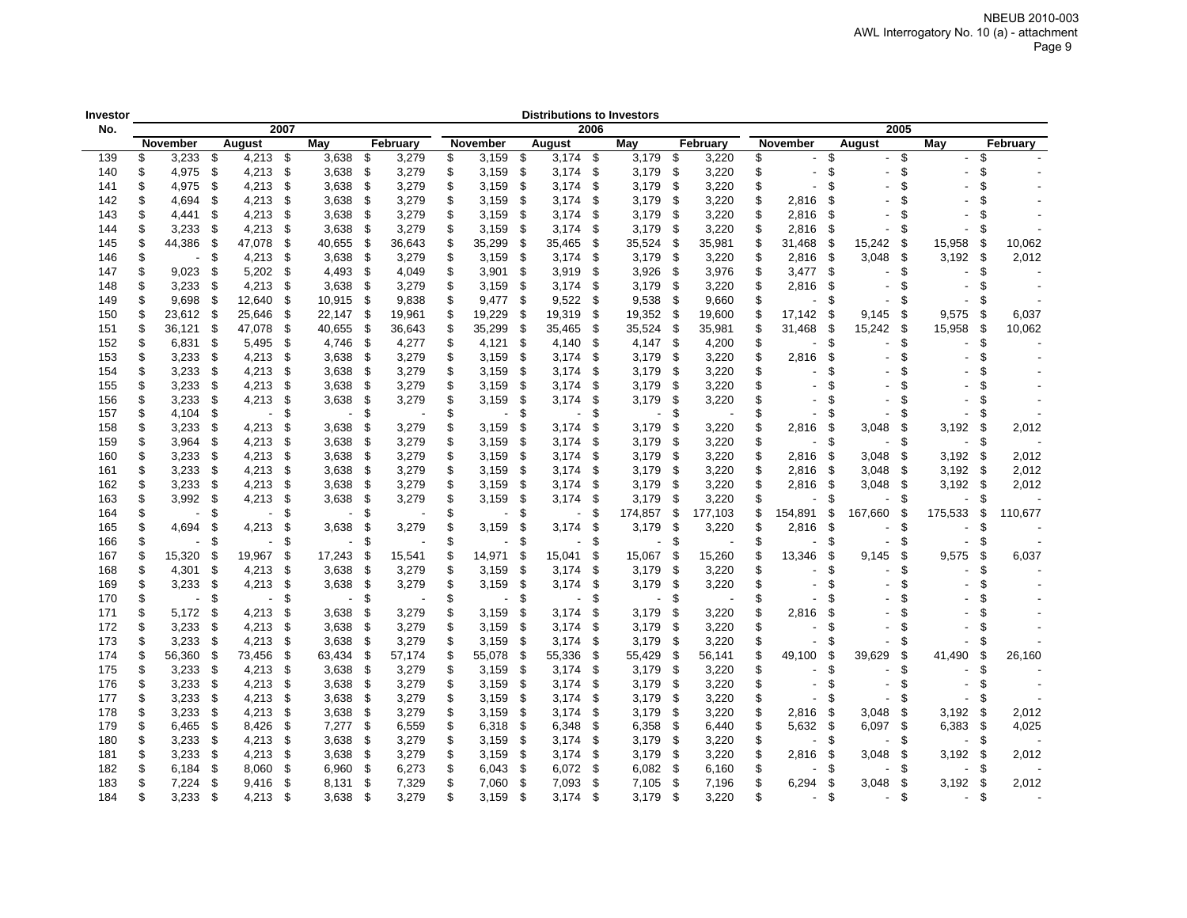| Investor No. | Distributions to Investors | | | | | | | | | | | |
|---|---|---|---|---|---|---|---|---|---|---|---|---|
| | 2007 | | | | 2006 | | | | 2005 | | | |
| | November | August | May | February | November | August | May | February | November | August | May | February |
| 139 | $ 3,233 | $ 4,213 | $ 3,638 | $ 3,279 | $ 3,159 | $ 3,174 | $ 3,179 | $ 3,220 | $ - | $ - | $ - | $ - |
| 140 | $ 4,975 | $ 4,213 | $ 3,638 | $ 3,279 | $ 3,159 | $ 3,174 | $ 3,179 | $ 3,220 | $ - | $ - | $ - | $ - |
| 141 | $ 4,975 | $ 4,213 | $ 3,638 | $ 3,279 | $ 3,159 | $ 3,174 | $ 3,179 | $ 3,220 | $ - | $ - | $ - | $ - |
| 142 | $ 4,694 | $ 4,213 | $ 3,638 | $ 3,279 | $ 3,159 | $ 3,174 | $ 3,179 | $ 3,220 | $ 2,816 | $ - | $ - | $ - |
| 143 | $ 4,441 | $ 4,213 | $ 3,638 | $ 3,279 | $ 3,159 | $ 3,174 | $ 3,179 | $ 3,220 | $ 2,816 | $ - | $ - | $ - |
| 144 | $ 3,233 | $ 4,213 | $ 3,638 | $ 3,279 | $ 3,159 | $ 3,174 | $ 3,179 | $ 3,220 | $ 2,816 | $ - | $ - | $ - |
| 145 | $ 44,386 | $ 47,078 | $ 40,655 | $ 36,643 | $ 35,299 | $ 35,465 | $ 35,524 | $ 35,981 | $ 31,468 | $ 15,242 | $ 15,958 | $ 10,062 |
| 146 | $ - | $ 4,213 | $ 3,638 | $ 3,279 | $ 3,159 | $ 3,174 | $ 3,179 | $ 3,220 | $ 2,816 | $ 3,048 | $ 3,192 | $ 2,012 |
| 147 | $ 9,023 | $ 5,202 | $ 4,493 | $ 4,049 | $ 3,901 | $ 3,919 | $ 3,926 | $ 3,976 | $ 3,477 | $ - | $ - | $ - |
| 148 | $ 3,233 | $ 4,213 | $ 3,638 | $ 3,279 | $ 3,159 | $ 3,174 | $ 3,179 | $ 3,220 | $ 2,816 | $ - | $ - | $ - |
| 149 | $ 9,698 | $ 12,640 | $ 10,915 | $ 9,838 | $ 9,477 | $ 9,522 | $ 9,538 | $ 9,660 | $ - | $ - | $ - | $ - |
| 150 | $ 23,612 | $ 25,646 | $ 22,147 | $ 19,961 | $ 19,229 | $ 19,319 | $ 19,352 | $ 19,600 | $ 17,142 | $ 9,145 | $ 9,575 | $ 6,037 |
| 151 | $ 36,121 | $ 47,078 | $ 40,655 | $ 36,643 | $ 35,299 | $ 35,465 | $ 35,524 | $ 35,981 | $ 31,468 | $ 15,242 | $ 15,958 | $ 10,062 |
| 152 | $ 6,831 | $ 5,495 | $ 4,746 | $ 4,277 | $ 4,121 | $ 4,140 | $ 4,147 | $ 4,200 | $ - | $ - | $ - | $ - |
| 153 | $ 3,233 | $ 4,213 | $ 3,638 | $ 3,279 | $ 3,159 | $ 3,174 | $ 3,179 | $ 3,220 | $ 2,816 | $ - | $ - | $ - |
| 154 | $ 3,233 | $ 4,213 | $ 3,638 | $ 3,279 | $ 3,159 | $ 3,174 | $ 3,179 | $ 3,220 | $ - | $ - | $ - | $ - |
| 155 | $ 3,233 | $ 4,213 | $ 3,638 | $ 3,279 | $ 3,159 | $ 3,174 | $ 3,179 | $ 3,220 | $ - | $ - | $ - | $ - |
| 156 | $ 3,233 | $ 4,213 | $ 3,638 | $ 3,279 | $ 3,159 | $ 3,174 | $ 3,179 | $ 3,220 | $ - | $ - | $ - | $ - |
| 157 | $ 4,104 | $ - | $ - | $ - | $ - | $ - | $ - | $ - | $ - | $ - | $ - | $ - |
| 158 | $ 3,233 | $ 4,213 | $ 3,638 | $ 3,279 | $ 3,159 | $ 3,174 | $ 3,179 | $ 3,220 | $ 2,816 | $ 3,048 | $ 3,192 | $ 2,012 |
| 159 | $ 3,964 | $ 4,213 | $ 3,638 | $ 3,279 | $ 3,159 | $ 3,174 | $ 3,179 | $ 3,220 | $ - | $ - | $ - | $ - |
| 160 | $ 3,233 | $ 4,213 | $ 3,638 | $ 3,279 | $ 3,159 | $ 3,174 | $ 3,179 | $ 3,220 | $ 2,816 | $ 3,048 | $ 3,192 | $ 2,012 |
| 161 | $ 3,233 | $ 4,213 | $ 3,638 | $ 3,279 | $ 3,159 | $ 3,174 | $ 3,179 | $ 3,220 | $ 2,816 | $ 3,048 | $ 3,192 | $ 2,012 |
| 162 | $ 3,233 | $ 4,213 | $ 3,638 | $ 3,279 | $ 3,159 | $ 3,174 | $ 3,179 | $ 3,220 | $ 2,816 | $ 3,048 | $ 3,192 | $ 2,012 |
| 163 | $ 3,992 | $ 4,213 | $ 3,638 | $ 3,279 | $ 3,159 | $ 3,174 | $ 3,179 | $ 3,220 | $ - | $ - | $ - | $ - |
| 164 | $ - | $ - | $ - | $ - | $ - | $ - | $ 174,857 | $ 177,103 | $ 154,891 | $ 167,660 | $ 175,533 | $ 110,677 |
| 165 | $ 4,694 | $ 4,213 | $ 3,638 | $ 3,279 | $ 3,159 | $ 3,174 | $ 3,179 | $ 3,220 | $ 2,816 | $ - | $ - | $ - |
| 166 | $ - | $ - | $ - | $ - | $ - | $ - | $ - | $ - | $ - | $ - | $ - | $ - |
| 167 | $ 15,320 | $ 19,967 | $ 17,243 | $ 15,541 | $ 14,971 | $ 15,041 | $ 15,067 | $ 15,260 | $ 13,346 | $ 9,145 | $ 9,575 | $ 6,037 |
| 168 | $ 4,301 | $ 4,213 | $ 3,638 | $ 3,279 | $ 3,159 | $ 3,174 | $ 3,179 | $ 3,220 | $ - | $ - | $ - | $ - |
| 169 | $ 3,233 | $ 4,213 | $ 3,638 | $ 3,279 | $ 3,159 | $ 3,174 | $ 3,179 | $ 3,220 | $ - | $ - | $ - | $ - |
| 170 | $ - | $ - | $ - | $ - | $ - | $ - | $ - | $ - | $ - | $ - | $ - | $ - |
| 171 | $ 5,172 | $ 4,213 | $ 3,638 | $ 3,279 | $ 3,159 | $ 3,174 | $ 3,179 | $ 3,220 | $ 2,816 | $ - | $ - | $ - |
| 172 | $ 3,233 | $ 4,213 | $ 3,638 | $ 3,279 | $ 3,159 | $ 3,174 | $ 3,179 | $ 3,220 | $ - | $ - | $ - | $ - |
| 173 | $ 3,233 | $ 4,213 | $ 3,638 | $ 3,279 | $ 3,159 | $ 3,174 | $ 3,179 | $ 3,220 | $ - | $ - | $ - | $ - |
| 174 | $ 56,360 | $ 73,456 | $ 63,434 | $ 57,174 | $ 55,078 | $ 55,336 | $ 55,429 | $ 56,141 | $ 49,100 | $ 39,629 | $ 41,490 | $ 26,160 |
| 175 | $ 3,233 | $ 4,213 | $ 3,638 | $ 3,279 | $ 3,159 | $ 3,174 | $ 3,179 | $ 3,220 | $ - | $ - | $ - | $ - |
| 176 | $ 3,233 | $ 4,213 | $ 3,638 | $ 3,279 | $ 3,159 | $ 3,174 | $ 3,179 | $ 3,220 | $ - | $ - | $ - | $ - |
| 177 | $ 3,233 | $ 4,213 | $ 3,638 | $ 3,279 | $ 3,159 | $ 3,174 | $ 3,179 | $ 3,220 | $ - | $ - | $ - | $ - |
| 178 | $ 3,233 | $ 4,213 | $ 3,638 | $ 3,279 | $ 3,159 | $ 3,174 | $ 3,179 | $ 3,220 | $ 2,816 | $ 3,048 | $ 3,192 | $ 2,012 |
| 179 | $ 6,465 | $ 8,426 | $ 7,277 | $ 6,559 | $ 6,318 | $ 6,348 | $ 6,358 | $ 6,440 | $ 5,632 | $ 6,097 | $ 6,383 | $ 4,025 |
| 180 | $ 3,233 | $ 4,213 | $ 3,638 | $ 3,279 | $ 3,159 | $ 3,174 | $ 3,179 | $ 3,220 | $ - | $ - | $ - | $ - |
| 181 | $ 3,233 | $ 4,213 | $ 3,638 | $ 3,279 | $ 3,159 | $ 3,174 | $ 3,179 | $ 3,220 | $ 2,816 | $ 3,048 | $ 3,192 | $ 2,012 |
| 182 | $ 6,184 | $ 8,060 | $ 6,960 | $ 6,273 | $ 6,043 | $ 6,072 | $ 6,082 | $ 6,160 | $ - | $ - | $ - | $ - |
| 183 | $ 7,224 | $ 9,416 | $ 8,131 | $ 7,329 | $ 7,060 | $ 7,093 | $ 7,105 | $ 7,196 | $ 6,294 | $ 3,048 | $ 3,192 | $ 2,012 |
| 184 | $ 3,233 | $ 4,213 | $ 3,638 | $ 3,279 | $ 3,159 | $ 3,174 | $ 3,179 | $ 3,220 | $ - | $ - | $ - | $ - |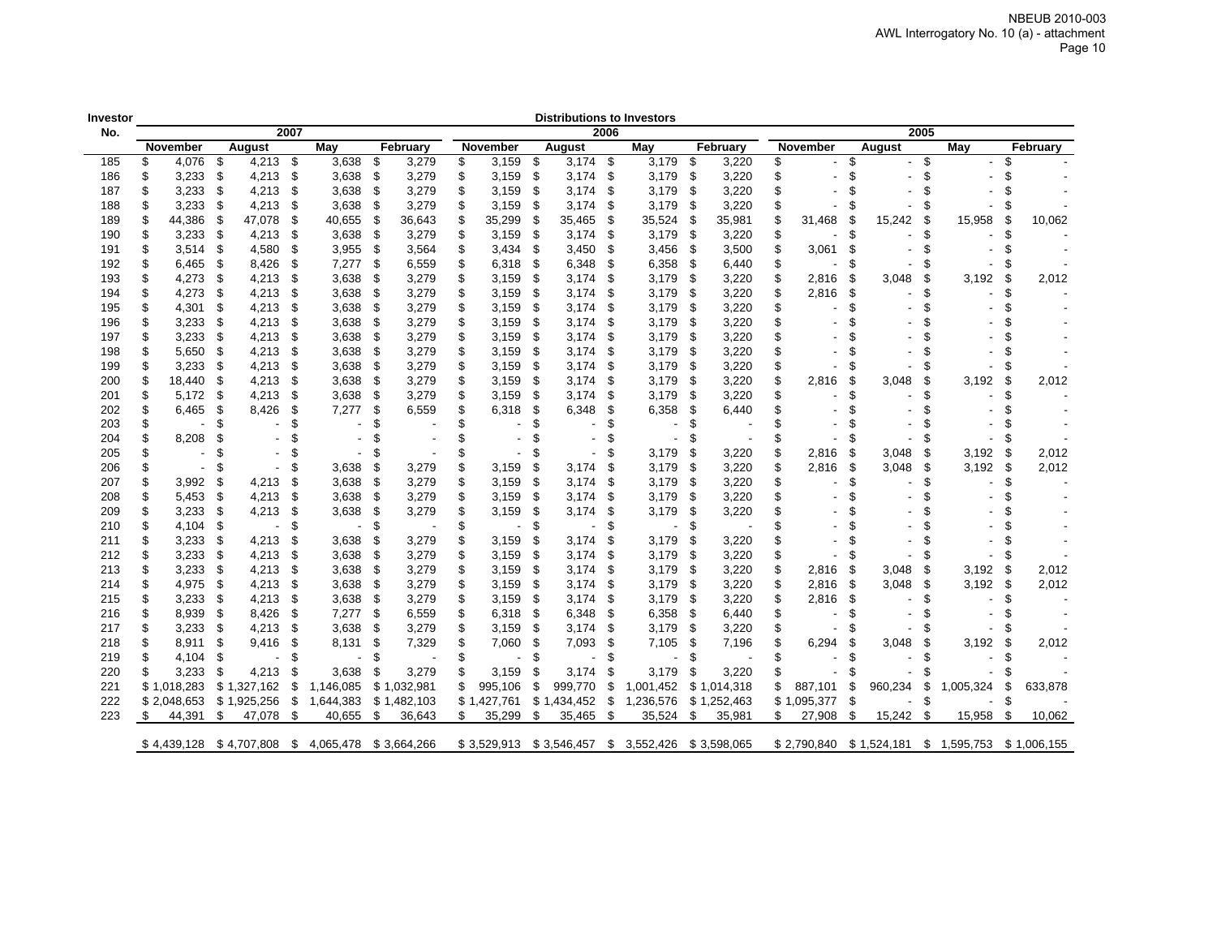| Investor No. | Distributions to Investors | | | | | | | | | | | |
|---|---|---|---|---|---|---|---|---|---|---|---|---|
| | 2007 | | | | 2006 | | | | 2005 | | | |
| | November | August | May | February | November | August | May | February | November | August | May | February |
| 185 | $ 4,076 | $ 4,213 | $ 3,638 | $ 3,279 | $ 3,159 | $ 3,174 | $ 3,179 | $ 3,220 | $ - | $ - | $ - | $ - |
| 186 | $ 3,233 | $ 4,213 | $ 3,638 | $ 3,279 | $ 3,159 | $ 3,174 | $ 3,179 | $ 3,220 | $ - | $ - | $ - | $ - |
| 187 | $ 3,233 | $ 4,213 | $ 3,638 | $ 3,279 | $ 3,159 | $ 3,174 | $ 3,179 | $ 3,220 | $ - | $ - | $ - | $ - |
| 188 | $ 3,233 | $ 4,213 | $ 3,638 | $ 3,279 | $ 3,159 | $ 3,174 | $ 3,179 | $ 3,220 | $ - | $ - | $ - | $ - |
| 189 | $ 44,386 | $ 47,078 | $ 40,655 | $ 36,643 | $ 35,299 | $ 35,465 | $ 35,524 | $ 35,981 | $ 31,468 | $ 15,242 | $ 15,958 | $ 10,062 |
| 190 | $ 3,233 | $ 4,213 | $ 3,638 | $ 3,279 | $ 3,159 | $ 3,174 | $ 3,179 | $ 3,220 | $ - | $ - | $ - | $ - |
| 191 | $ 3,514 | $ 4,580 | $ 3,955 | $ 3,564 | $ 3,434 | $ 3,450 | $ 3,456 | $ 3,500 | $ 3,061 | $ - | $ - | $ - |
| 192 | $ 6,465 | $ 8,426 | $ 7,277 | $ 6,559 | $ 6,318 | $ 6,348 | $ 6,358 | $ 6,440 | $ - | $ - | $ - | $ - |
| 193 | $ 4,273 | $ 4,213 | $ 3,638 | $ 3,279 | $ 3,159 | $ 3,174 | $ 3,179 | $ 3,220 | $ 2,816 | $ 3,048 | $ 3,192 | $ 2,012 |
| 194 | $ 4,273 | $ 4,213 | $ 3,638 | $ 3,279 | $ 3,159 | $ 3,174 | $ 3,179 | $ 3,220 | $ 2,816 | $ - | $ - | $ - |
| 195 | $ 4,301 | $ 4,213 | $ 3,638 | $ 3,279 | $ 3,159 | $ 3,174 | $ 3,179 | $ 3,220 | $ - | $ - | $ - | $ - |
| 196 | $ 3,233 | $ 4,213 | $ 3,638 | $ 3,279 | $ 3,159 | $ 3,174 | $ 3,179 | $ 3,220 | $ - | $ - | $ - | $ - |
| 197 | $ 3,233 | $ 4,213 | $ 3,638 | $ 3,279 | $ 3,159 | $ 3,174 | $ 3,179 | $ 3,220 | $ - | $ - | $ - | $ - |
| 198 | $ 5,650 | $ 4,213 | $ 3,638 | $ 3,279 | $ 3,159 | $ 3,174 | $ 3,179 | $ 3,220 | $ - | $ - | $ - | $ - |
| 199 | $ 3,233 | $ 4,213 | $ 3,638 | $ 3,279 | $ 3,159 | $ 3,174 | $ 3,179 | $ 3,220 | $ - | $ - | $ - | $ - |
| 200 | $ 18,440 | $ 4,213 | $ 3,638 | $ 3,279 | $ 3,159 | $ 3,174 | $ 3,179 | $ 3,220 | $ 2,816 | $ 3,048 | $ 3,192 | $ 2,012 |
| 201 | $ 5,172 | $ 4,213 | $ 3,638 | $ 3,279 | $ 3,159 | $ 3,174 | $ 3,179 | $ 3,220 | $ - | $ - | $ - | $ - |
| 202 | $ 6,465 | $ 8,426 | $ 7,277 | $ 6,559 | $ 6,318 | $ 6,348 | $ 6,358 | $ 6,440 | $ - | $ - | $ - | $ - |
| 203 | $ - | $ - | $ - | $ - | $ - | $ - | $ - | $ - | $ - | $ - | $ - | $ - |
| 204 | $ 8,208 | $ - | $ - | $ - | $ - | $ - | $ - | $ - | $ - | $ - | $ - | $ - |
| 205 | $ - | $ - | $ - | $ - | $ - | $ - | $ 3,179 | $ 3,220 | $ 2,816 | $ 3,048 | $ 3,192 | $ 2,012 |
| 206 | $ - | $ - | $ 3,638 | $ 3,279 | $ 3,159 | $ 3,174 | $ 3,179 | $ 3,220 | $ 2,816 | $ 3,048 | $ 3,192 | $ 2,012 |
| 207 | $ 3,992 | $ 4,213 | $ 3,638 | $ 3,279 | $ 3,159 | $ 3,174 | $ 3,179 | $ 3,220 | $ - | $ - | $ - | $ - |
| 208 | $ 5,453 | $ 4,213 | $ 3,638 | $ 3,279 | $ 3,159 | $ 3,174 | $ 3,179 | $ 3,220 | $ - | $ - | $ - | $ - |
| 209 | $ 3,233 | $ 4,213 | $ 3,638 | $ 3,279 | $ 3,159 | $ 3,174 | $ 3,179 | $ 3,220 | $ - | $ - | $ - | $ - |
| 210 | $ 4,104 | $ - | $ - | $ - | $ - | $ - | $ - | $ - | $ - | $ - | $ - | $ - |
| 211 | $ 3,233 | $ 4,213 | $ 3,638 | $ 3,279 | $ 3,159 | $ 3,174 | $ 3,179 | $ 3,220 | $ - | $ - | $ - | $ - |
| 212 | $ 3,233 | $ 4,213 | $ 3,638 | $ 3,279 | $ 3,159 | $ 3,174 | $ 3,179 | $ 3,220 | $ - | $ - | $ - | $ - |
| 213 | $ 3,233 | $ 4,213 | $ 3,638 | $ 3,279 | $ 3,159 | $ 3,174 | $ 3,179 | $ 3,220 | $ 2,816 | $ 3,048 | $ 3,192 | $ 2,012 |
| 214 | $ 4,975 | $ 4,213 | $ 3,638 | $ 3,279 | $ 3,159 | $ 3,174 | $ 3,179 | $ 3,220 | $ 2,816 | $ 3,048 | $ 3,192 | $ 2,012 |
| 215 | $ 3,233 | $ 4,213 | $ 3,638 | $ 3,279 | $ 3,159 | $ 3,174 | $ 3,179 | $ 3,220 | $ 2,816 | $ - | $ - | $ - |
| 216 | $ 8,939 | $ 8,426 | $ 7,277 | $ 6,559 | $ 6,318 | $ 6,348 | $ 6,358 | $ 6,440 | $ - | $ - | $ - | $ - |
| 217 | $ 3,233 | $ 4,213 | $ 3,638 | $ 3,279 | $ 3,159 | $ 3,174 | $ 3,179 | $ 3,220 | $ - | $ - | $ - | $ - |
| 218 | $ 8,911 | $ 9,416 | $ 8,131 | $ 7,329 | $ 7,060 | $ 7,093 | $ 7,105 | $ 7,196 | $ 6,294 | $ 3,048 | $ 3,192 | $ 2,012 |
| 219 | $ 4,104 | $ - | $ - | $ - | $ - | $ - | $ - | $ - | $ - | $ - | $ - | $ - |
| 220 | $ 3,233 | $ 4,213 | $ 3,638 | $ 3,279 | $ 3,159 | $ 3,174 | $ 3,179 | $ 3,220 | $ - | $ - | $ - | $ - |
| 221 | $ 1,018,283 | $ 1,327,162 | $ 1,146,085 | $ 1,032,981 | $ 995,106 | $ 999,770 | $ 1,001,452 | $ 1,014,318 | $ 887,101 | $ 960,234 | $ 1,005,324 | $ 633,878 |
| 222 | $ 2,048,653 | $ 1,925,256 | $ 1,644,383 | $ 1,482,103 | $ 1,427,761 | $ 1,434,452 | $ 1,236,576 | $ 1,252,463 | $ 1,095,377 | $ - | $ - | $ - |
| 223 | $ 44,391 | $ 47,078 | $ 40,655 | $ 36,643 | $ 35,299 | $ 35,465 | $ 35,524 | $ 35,981 | $ 27,908 | $ 15,242 | $ 15,958 | $ 10,062 |
| | $ 4,439,128 | $ 4,707,808 | $ 4,065,478 | $ 3,664,266 | $ 3,529,913 | $ 3,546,457 | $ 3,552,426 | $ 3,598,065 | $ 2,790,840 | $ 1,524,181 | $ 1,595,753 | $ 1,006,155 |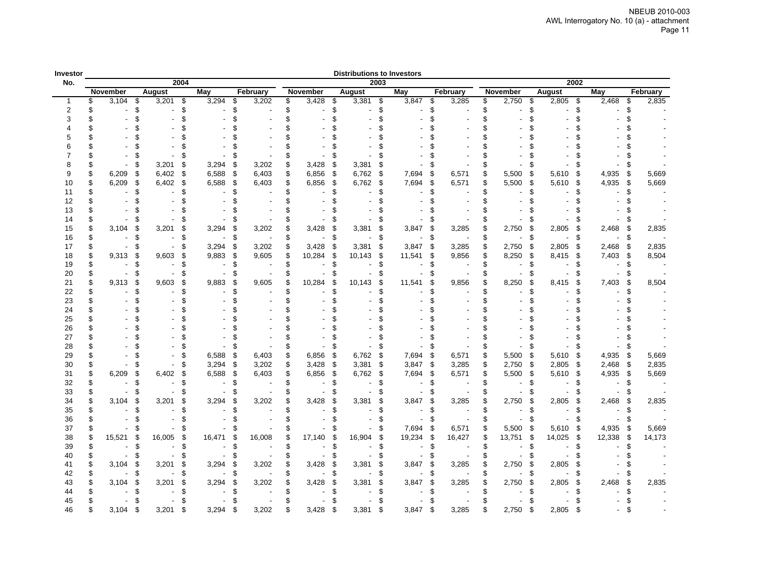| Investor No. | Distributions to Investors | | | | | | | | | | | |
|---|---|---|---|---|---|---|---|---|---|---|---|---|
| | 2004 | | | | 2003 | | | | 2002 | | | |
| | November | August | May | February | November | August | May | February | November | August | May | February |
| 1 | $ 3,104 | $ 3,201 | $ 3,294 | $ 3,202 | $ 3,428 | $ 3,381 | $ 3,847 | $ 3,285 | $ 2,750 | $ 2,805 | $ 2,468 | $ 2,835 |
| 2 | $ - | $ - | $ - | $ - | $ - | $ - | $ - | $ - | $ - | $ - | $ - | $ - |
| 3 | $ - | $ - | $ - | $ - | $ - | $ - | $ - | $ - | $ - | $ - | $ - | $ - |
| 4 | $ - | $ - | $ - | $ - | $ - | $ - | $ - | $ - | $ - | $ - | $ - | $ - |
| 5 | $ - | $ - | $ - | $ - | $ - | $ - | $ - | $ - | $ - | $ - | $ - | $ - |
| 6 | $ - | $ - | $ - | $ - | $ - | $ - | $ - | $ - | $ - | $ - | $ - | $ - |
| 7 | $ - | $ - | $ - | $ - | $ - | $ - | $ - | $ - | $ - | $ - | $ - | $ - |
| 8 | $ - | $ 3,201 | $ 3,294 | $ 3,202 | $ 3,428 | $ 3,381 | $ - | $ - | $ - | $ - | $ - | $ - |
| 9 | $ 6,209 | $ 6,402 | $ 6,588 | $ 6,403 | $ 6,856 | $ 6,762 | $ 7,694 | $ 6,571 | $ 5,500 | $ 5,610 | $ 4,935 | $ 5,669 |
| 10 | $ 6,209 | $ 6,402 | $ 6,588 | $ 6,403 | $ 6,856 | $ 6,762 | $ 7,694 | $ 6,571 | $ 5,500 | $ 5,610 | $ 4,935 | $ 5,669 |
| 11 | $ - | $ - | $ - | $ - | $ - | $ - | $ - | $ - | $ - | $ - | $ - | $ - |
| 12 | $ - | $ - | $ - | $ - | $ - | $ - | $ - | $ - | $ - | $ - | $ - | $ - |
| 13 | $ - | $ - | $ - | $ - | $ - | $ - | $ - | $ - | $ - | $ - | $ - | $ - |
| 14 | $ - | $ - | $ - | $ - | $ - | $ - | $ - | $ - | $ - | $ - | $ - | $ - |
| 15 | $ 3,104 | $ 3,201 | $ 3,294 | $ 3,202 | $ 3,428 | $ 3,381 | $ 3,847 | $ 3,285 | $ 2,750 | $ 2,805 | $ 2,468 | $ 2,835 |
| 16 | $ - | $ - | $ - | $ - | $ - | $ - | $ - | $ - | $ - | $ - | $ - | $ - |
| 17 | $ - | $ - | $ 3,294 | $ 3,202 | $ 3,428 | $ 3,381 | $ 3,847 | $ 3,285 | $ 2,750 | $ 2,805 | $ 2,468 | $ 2,835 |
| 18 | $ 9,313 | $ 9,603 | $ 9,883 | $ 9,605 | $ 10,284 | $ 10,143 | $ 11,541 | $ 9,856 | $ 8,250 | $ 8,415 | $ 7,403 | $ 8,504 |
| 19 | $ - | $ - | $ - | $ - | $ - | $ - | $ - | $ - | $ - | $ - | $ - | $ - |
| 20 | $ - | $ - | $ - | $ - | $ - | $ - | $ - | $ - | $ - | $ - | $ - | $ - |
| 21 | $ 9,313 | $ 9,603 | $ 9,883 | $ 9,605 | $ 10,284 | $ 10,143 | $ 11,541 | $ 9,856 | $ 8,250 | $ 8,415 | $ 7,403 | $ 8,504 |
| 22 | $ - | $ - | $ - | $ - | $ - | $ - | $ - | $ - | $ - | $ - | $ - | $ - |
| 23 | $ - | $ - | $ - | $ - | $ - | $ - | $ - | $ - | $ - | $ - | $ - | $ - |
| 24 | $ - | $ - | $ - | $ - | $ - | $ - | $ - | $ - | $ - | $ - | $ - | $ - |
| 25 | $ - | $ - | $ - | $ - | $ - | $ - | $ - | $ - | $ - | $ - | $ - | $ - |
| 26 | $ - | $ - | $ - | $ - | $ - | $ - | $ - | $ - | $ - | $ - | $ - | $ - |
| 27 | $ - | $ - | $ - | $ - | $ - | $ - | $ - | $ - | $ - | $ - | $ - | $ - |
| 28 | $ - | $ - | $ - | $ - | $ - | $ - | $ - | $ - | $ - | $ - | $ - | $ - |
| 29 | $ - | $ - | $ 6,588 | $ 6,403 | $ 6,856 | $ 6,762 | $ 7,694 | $ 6,571 | $ 5,500 | $ 5,610 | $ 4,935 | $ 5,669 |
| 30 | $ - | $ - | $ 3,294 | $ 3,202 | $ 3,428 | $ 3,381 | $ 3,847 | $ 3,285 | $ 2,750 | $ 2,805 | $ 2,468 | $ 2,835 |
| 31 | $ 6,209 | $ 6,402 | $ 6,588 | $ 6,403 | $ 6,856 | $ 6,762 | $ 7,694 | $ 6,571 | $ 5,500 | $ 5,610 | $ 4,935 | $ 5,669 |
| 32 | $ - | $ - | $ - | $ - | $ - | $ - | $ - | $ - | $ - | $ - | $ - | $ - |
| 33 | $ - | $ - | $ - | $ - | $ - | $ - | $ - | $ - | $ - | $ - | $ - | $ - |
| 34 | $ 3,104 | $ 3,201 | $ 3,294 | $ 3,202 | $ 3,428 | $ 3,381 | $ 3,847 | $ 3,285 | $ 2,750 | $ 2,805 | $ 2,468 | $ 2,835 |
| 35 | $ - | $ - | $ - | $ - | $ - | $ - | $ - | $ - | $ - | $ - | $ - | $ - |
| 36 | $ - | $ - | $ - | $ - | $ - | $ - | $ - | $ - | $ - | $ - | $ - | $ - |
| 37 | $ - | $ - | $ - | $ - | $ - | $ - | $ 7,694 | $ 6,571 | $ 5,500 | $ 5,610 | $ 4,935 | $ 5,669 |
| 38 | $ 15,521 | $ 16,005 | $ 16,471 | $ 16,008 | $ 17,140 | $ 16,904 | $ 19,234 | $ 16,427 | $ 13,751 | $ 14,025 | $ 12,338 | $ 14,173 |
| 39 | $ - | $ - | $ - | $ - | $ - | $ - | $ - | $ - | $ - | $ - | $ - | $ - |
| 40 | $ - | $ - | $ - | $ - | $ - | $ - | $ - | $ - | $ - | $ - | $ - | $ - |
| 41 | $ 3,104 | $ 3,201 | $ 3,294 | $ 3,202 | $ 3,428 | $ 3,381 | $ 3,847 | $ 3,285 | $ 2,750 | $ 2,805 | $ - | $ - |
| 42 | $ - | $ - | $ - | $ - | $ - | $ - | $ - | $ - | $ - | $ - | $ - | $ - |
| 43 | $ 3,104 | $ 3,201 | $ 3,294 | $ 3,202 | $ 3,428 | $ 3,381 | $ 3,847 | $ 3,285 | $ 2,750 | $ 2,805 | $ 2,468 | $ 2,835 |
| 44 | $ - | $ - | $ - | $ - | $ - | $ - | $ - | $ - | $ - | $ - | $ - | $ - |
| 45 | $ - | $ - | $ - | $ - | $ - | $ - | $ - | $ - | $ - | $ - | $ - | $ - |
| 46 | $ 3,104 | $ 3,201 | $ 3,294 | $ 3,202 | $ 3,428 | $ 3,381 | $ 3,847 | $ 3,285 | $ 2,750 | $ 2,805 | $ - | $ - |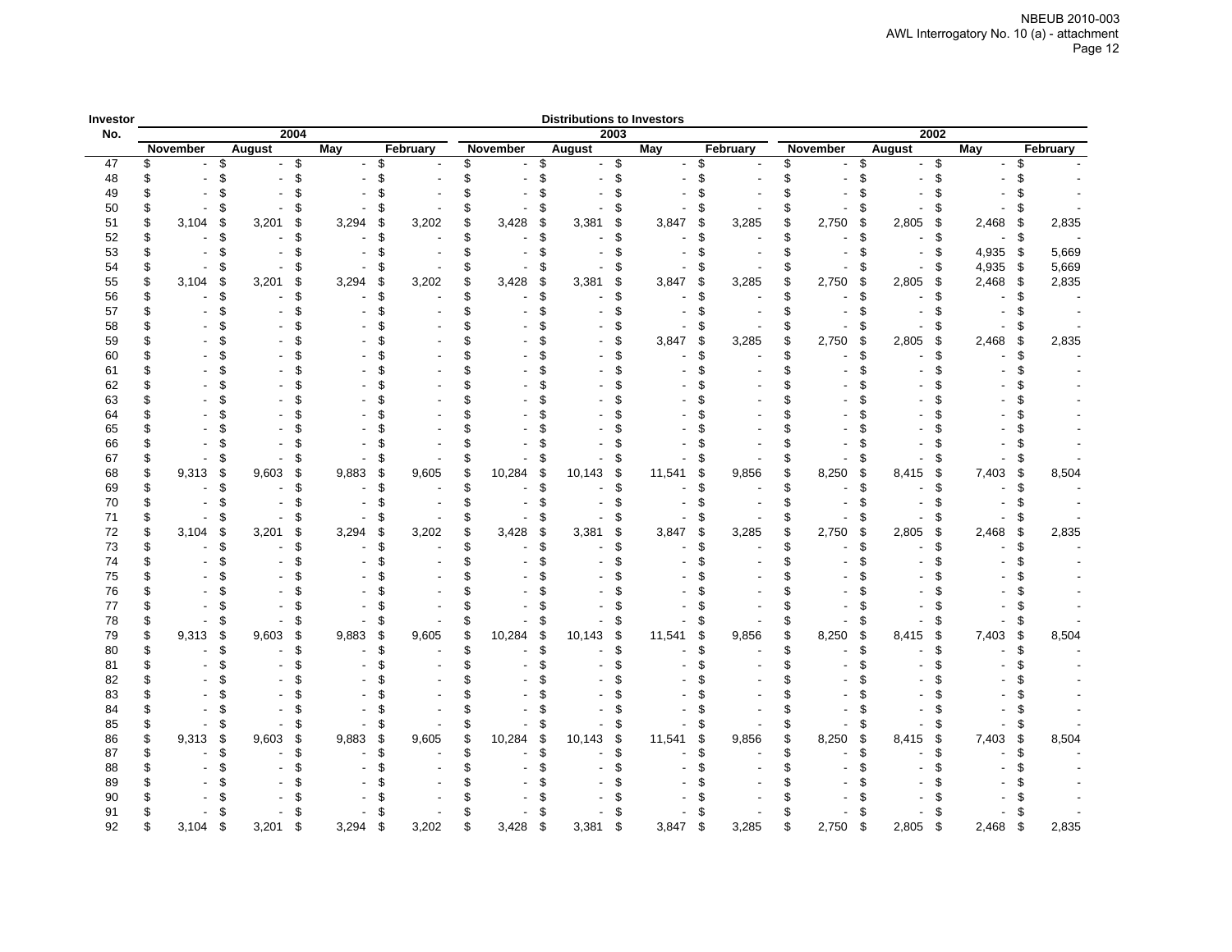NBEUB 2010-003
AWL Interrogatory No. 10 (a) - attachment

| Investor No. | Distributions to Investors | | | | | | | | | | | |
|---|---|---|---|---|---|---|---|---|---|---|---|---|
| | 2004 | | | | 2003 | | | | 2002 | | | |
| | November | August | May | February | November | August | May | February | November | August | May | February |
| 47 | $ - | $ - | $ - | $ - | $ - | $ - | $ - | $ - | $ - | $ - | $ - | $ - |
| 48 | $ - | $ - | $ - | $ - | $ - | $ - | $ - | $ - | $ - | $ - | $ - | $ - |
| 49 | $ - | $ - | $ - | $ - | $ - | $ - | $ - | $ - | $ - | $ - | $ - | $ - |
| 50 | $ - | $ - | $ - | $ - | $ - | $ - | $ - | $ - | $ - | $ - | $ - | $ - |
| 51 | $ 3,104 | $ 3,201 | $ 3,294 | $ 3,202 | $ 3,428 | $ 3,381 | $ 3,847 | $ 3,285 | $ 2,750 | $ 2,805 | $ 2,468 | $ 2,835 |
| 52 | $ - | $ - | $ - | $ - | $ - | $ - | $ - | $ - | $ - | $ - | $ - | $ - |
| 53 | $ - | $ - | $ - | $ - | $ - | $ - | $ - | $ - | $ - | $ - | $ 4,935 | $ 5,669 |
| 54 | $ - | $ - | $ - | $ - | $ - | $ - | $ - | $ - | $ - | $ - | $ 4,935 | $ 5,669 |
| 55 | $ 3,104 | $ 3,201 | $ 3,294 | $ 3,202 | $ 3,428 | $ 3,381 | $ 3,847 | $ 3,285 | $ 2,750 | $ 2,805 | $ 2,468 | $ 2,835 |
| 56 | $ - | $ - | $ - | $ - | $ - | $ - | $ - | $ - | $ - | $ - | $ - | $ - |
| 57 | $ - | $ - | $ - | $ - | $ - | $ - | $ - | $ - | $ - | $ - | $ - | $ - |
| 58 | $ - | $ - | $ - | $ - | $ - | $ - | $ - | $ - | $ - | $ - | $ - | $ - |
| 59 | $ - | $ - | $ - | $ - | $ - | $ - | $ 3,847 | $ 3,285 | $ 2,750 | $ 2,805 | $ 2,468 | $ 2,835 |
| 60 | $ - | $ - | $ - | $ - | $ - | $ - | $ - | $ - | $ - | $ - | $ - | $ - |
| 61 | $ - | $ - | $ - | $ - | $ - | $ - | $ - | $ - | $ - | $ - | $ - | $ - |
| 62 | $ - | $ - | $ - | $ - | $ - | $ - | $ - | $ - | $ - | $ - | $ - | $ - |
| 63 | $ - | $ - | $ - | $ - | $ - | $ - | $ - | $ - | $ - | $ - | $ - | $ - |
| 64 | $ - | $ - | $ - | $ - | $ - | $ - | $ - | $ - | $ - | $ - | $ - | $ - |
| 65 | $ - | $ - | $ - | $ - | $ - | $ - | $ - | $ - | $ - | $ - | $ - | $ - |
| 66 | $ - | $ - | $ - | $ - | $ - | $ - | $ - | $ - | $ - | $ - | $ - | $ - |
| 67 | $ - | $ - | $ - | $ - | $ - | $ - | $ - | $ - | $ - | $ - | $ - | $ - |
| 68 | $ 9,313 | $ 9,603 | $ 9,883 | $ 9,605 | $ 10,284 | $ 10,143 | $ 11,541 | $ 9,856 | $ 8,250 | $ 8,415 | $ 7,403 | $ 8,504 |
| 69 | $ - | $ - | $ - | $ - | $ - | $ - | $ - | $ - | $ - | $ - | $ - | $ - |
| 70 | $ - | $ - | $ - | $ - | $ - | $ - | $ - | $ - | $ - | $ - | $ - | $ - |
| 71 | $ - | $ - | $ - | $ - | $ - | $ - | $ - | $ - | $ - | $ - | $ - | $ - |
| 72 | $ 3,104 | $ 3,201 | $ 3,294 | $ 3,202 | $ 3,428 | $ 3,381 | $ 3,847 | $ 3,285 | $ 2,750 | $ 2,805 | $ 2,468 | $ 2,835 |
| 73 | $ - | $ - | $ - | $ - | $ - | $ - | $ - | $ - | $ - | $ - | $ - | $ - |
| 74 | $ - | $ - | $ - | $ - | $ - | $ - | $ - | $ - | $ - | $ - | $ - | $ - |
| 75 | $ - | $ - | $ - | $ - | $ - | $ - | $ - | $ - | $ - | $ - | $ - | $ - |
| 76 | $ - | $ - | $ - | $ - | $ - | $ - | $ - | $ - | $ - | $ - | $ - | $ - |
| 77 | $ - | $ - | $ - | $ - | $ - | $ - | $ - | $ - | $ - | $ - | $ - | $ - |
| 78 | $ - | $ - | $ - | $ - | $ - | $ - | $ - | $ - | $ - | $ - | $ - | $ - |
| 79 | $ 9,313 | $ 9,603 | $ 9,883 | $ 9,605 | $ 10,284 | $ 10,143 | $ 11,541 | $ 9,856 | $ 8,250 | $ 8,415 | $ 7,403 | $ 8,504 |
| 80 | $ - | $ - | $ - | $ - | $ - | $ - | $ - | $ - | $ - | $ - | $ - | $ - |
| 81 | $ - | $ - | $ - | $ - | $ - | $ - | $ - | $ - | $ - | $ - | $ - | $ - |
| 82 | $ - | $ - | $ - | $ - | $ - | $ - | $ - | $ - | $ - | $ - | $ - | $ - |
| 83 | $ - | $ - | $ - | $ - | $ - | $ - | $ - | $ - | $ - | $ - | $ - | $ - |
| 84 | $ - | $ - | $ - | $ - | $ - | $ - | $ - | $ - | $ - | $ - | $ - | $ - |
| 85 | $ - | $ - | $ - | $ - | $ - | $ - | $ - | $ - | $ - | $ - | $ - | $ - |
| 86 | $ 9,313 | $ 9,603 | $ 9,883 | $ 9,605 | $ 10,284 | $ 10,143 | $ 11,541 | $ 9,856 | $ 8,250 | $ 8,415 | $ 7,403 | $ 8,504 |
| 87 | $ - | $ - | $ - | $ - | $ - | $ - | $ - | $ - | $ - | $ - | $ - | $ - |
| 88 | $ - | $ - | $ - | $ - | $ - | $ - | $ - | $ - | $ - | $ - | $ - | $ - |
| 89 | $ - | $ - | $ - | $ - | $ - | $ - | $ - | $ - | $ - | $ - | $ - | $ - |
| 90 | $ - | $ - | $ - | $ - | $ - | $ - | $ - | $ - | $ - | $ - | $ - | $ - |
| 91 | $ - | $ - | $ - | $ - | $ - | $ - | $ - | $ - | $ - | $ - | $ - | $ - |
| 92 | $ 3,104 | $ 3,201 | $ 3,294 | $ 3,202 | $ 3,428 | $ 3,381 | $ 3,847 | $ 3,285 | $ 2,750 | $ 2,805 | $ 2,468 | $ 2,835 |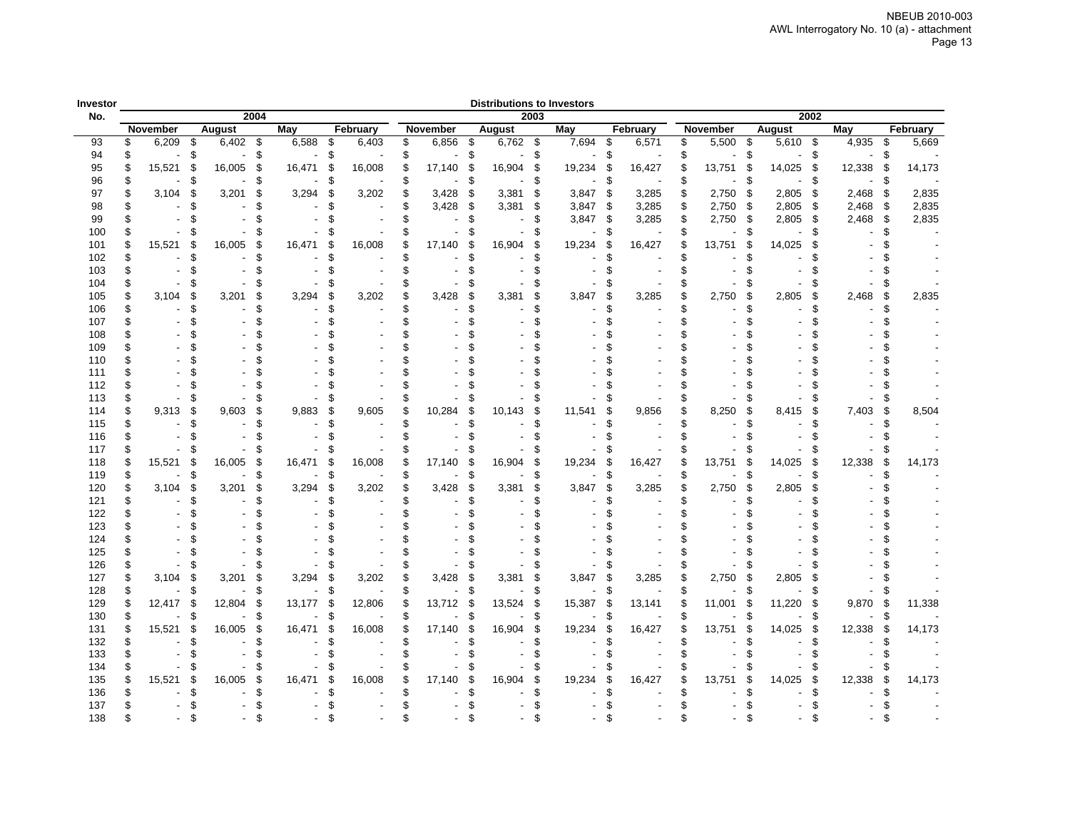| Investor No. | Distributions to Investors | | | | | | | | | | | |
|---|---|---|---|---|---|---|---|---|---|---|---|---|
| | 2004 | | | | 2003 | | | | 2002 | | | |
| | November | August | May | February | November | August | May | February | November | August | May | February |
| 93 | $ 6,209 | $ 6,402 | $ 6,588 | $ 6,403 | $ 6,856 | $ 6,762 | $ 7,694 | $ 6,571 | $ 5,500 | $ 5,610 | $ 4,935 | $ 5,669 |
| 94 | $ - | $ - | $ - | $ - | $ - | $ - | $ - | $ - | $ - | $ - | $ - | $ - |
| 95 | $ 15,521 | $ 16,005 | $ 16,471 | $ 16,008 | $ 17,140 | $ 16,904 | $ 19,234 | $ 16,427 | $ 13,751 | $ 14,025 | $ 12,338 | $ 14,173 |
| 96 | $ - | $ - | $ - | $ - | $ - | $ - | $ - | $ - | $ - | $ - | $ - | $ - |
| 97 | $ 3,104 | $ 3,201 | $ 3,294 | $ 3,202 | $ 3,428 | $ 3,381 | $ 3,847 | $ 3,285 | $ 2,750 | $ 2,805 | $ 2,468 | $ 2,835 |
| 98 | $ - | $ - | $ - | $ - | $ 3,428 | $ 3,381 | $ 3,847 | $ 3,285 | $ 2,750 | $ 2,805 | $ 2,468 | $ 2,835 |
| 99 | $ - | $ - | $ - | $ - | $ - | $ - | $ 3,847 | $ 3,285 | $ 2,750 | $ 2,805 | $ 2,468 | $ 2,835 |
| 100 | $ - | $ - | $ - | $ - | $ - | $ - | $ - | $ - | $ - | $ - | $ - | $ - |
| 101 | $ 15,521 | $ 16,005 | $ 16,471 | $ 16,008 | $ 17,140 | $ 16,904 | $ 19,234 | $ 16,427 | $ 13,751 | $ 14,025 | $ - | $ - |
| 102 | $ - | $ - | $ - | $ - | $ - | $ - | $ - | $ - | $ - | $ - | $ - | $ - |
| 103 | $ - | $ - | $ - | $ - | $ - | $ - | $ - | $ - | $ - | $ - | $ - | $ - |
| 104 | $ - | $ - | $ - | $ - | $ - | $ - | $ - | $ - | $ - | $ - | $ - | $ - |
| 105 | $ 3,104 | $ 3,201 | $ 3,294 | $ 3,202 | $ 3,428 | $ 3,381 | $ 3,847 | $ 3,285 | $ 2,750 | $ 2,805 | $ 2,468 | $ 2,835 |
| 106 | $ - | $ - | $ - | $ - | $ - | $ - | $ - | $ - | $ - | $ - | $ - | $ - |
| 107 | $ - | $ - | $ - | $ - | $ - | $ - | $ - | $ - | $ - | $ - | $ - | $ - |
| 108 | $ - | $ - | $ - | $ - | $ - | $ - | $ - | $ - | $ - | $ - | $ - | $ - |
| 109 | $ - | $ - | $ - | $ - | $ - | $ - | $ - | $ - | $ - | $ - | $ - | $ - |
| 110 | $ - | $ - | $ - | $ - | $ - | $ - | $ - | $ - | $ - | $ - | $ - | $ - |
| 111 | $ - | $ - | $ - | $ - | $ - | $ - | $ - | $ - | $ - | $ - | $ - | $ - |
| 112 | $ - | $ - | $ - | $ - | $ - | $ - | $ - | $ - | $ - | $ - | $ - | $ - |
| 113 | $ - | $ - | $ - | $ - | $ - | $ - | $ - | $ - | $ - | $ - | $ - | $ - |
| 114 | $ 9,313 | $ 9,603 | $ 9,883 | $ 9,605 | $ 10,284 | $ 10,143 | $ 11,541 | $ 9,856 | $ 8,250 | $ 8,415 | $ 7,403 | $ 8,504 |
| 115 | $ - | $ - | $ - | $ - | $ - | $ - | $ - | $ - | $ - | $ - | $ - | $ - |
| 116 | $ - | $ - | $ - | $ - | $ - | $ - | $ - | $ - | $ - | $ - | $ - | $ - |
| 117 | $ - | $ - | $ - | $ - | $ - | $ - | $ - | $ - | $ - | $ - | $ - | $ - |
| 118 | $ 15,521 | $ 16,005 | $ 16,471 | $ 16,008 | $ 17,140 | $ 16,904 | $ 19,234 | $ 16,427 | $ 13,751 | $ 14,025 | $ 12,338 | $ 14,173 |
| 119 | $ - | $ - | $ - | $ - | $ - | $ - | $ - | $ - | $ - | $ - | $ - | $ - |
| 120 | $ 3,104 | $ 3,201 | $ 3,294 | $ 3,202 | $ 3,428 | $ 3,381 | $ 3,847 | $ 3,285 | $ 2,750 | $ 2,805 | $ - | $ - |
| 121 | $ - | $ - | $ - | $ - | $ - | $ - | $ - | $ - | $ - | $ - | $ - | $ - |
| 122 | $ - | $ - | $ - | $ - | $ - | $ - | $ - | $ - | $ - | $ - | $ - | $ - |
| 123 | $ - | $ - | $ - | $ - | $ - | $ - | $ - | $ - | $ - | $ - | $ - | $ - |
| 124 | $ - | $ - | $ - | $ - | $ - | $ - | $ - | $ - | $ - | $ - | $ - | $ - |
| 125 | $ - | $ - | $ - | $ - | $ - | $ - | $ - | $ - | $ - | $ - | $ - | $ - |
| 126 | $ - | $ - | $ - | $ - | $ - | $ - | $ - | $ - | $ - | $ - | $ - | $ - |
| 127 | $ 3,104 | $ 3,201 | $ 3,294 | $ 3,202 | $ 3,428 | $ 3,381 | $ 3,847 | $ 3,285 | $ 2,750 | $ 2,805 | $ - | $ - |
| 128 | $ - | $ - | $ - | $ - | $ - | $ - | $ - | $ - | $ - | $ - | $ - | $ - |
| 129 | $ 12,417 | $ 12,804 | $ 13,177 | $ 12,806 | $ 13,712 | $ 13,524 | $ 15,387 | $ 13,141 | $ 11,001 | $ 11,220 | $ 9,870 | $ 11,338 |
| 130 | $ - | $ - | $ - | $ - | $ - | $ - | $ - | $ - | $ - | $ - | $ - | $ - |
| 131 | $ 15,521 | $ 16,005 | $ 16,471 | $ 16,008 | $ 17,140 | $ 16,904 | $ 19,234 | $ 16,427 | $ 13,751 | $ 14,025 | $ 12,338 | $ 14,173 |
| 132 | $ - | $ - | $ - | $ - | $ - | $ - | $ - | $ - | $ - | $ - | $ - | $ - |
| 133 | $ - | $ - | $ - | $ - | $ - | $ - | $ - | $ - | $ - | $ - | $ - | $ - |
| 134 | $ - | $ - | $ - | $ - | $ - | $ - | $ - | $ - | $ - | $ - | $ - | $ - |
| 135 | $ 15,521 | $ 16,005 | $ 16,471 | $ 16,008 | $ 17,140 | $ 16,904 | $ 19,234 | $ 16,427 | $ 13,751 | $ 14,025 | $ 12,338 | $ 14,173 |
| 136 | $ - | $ - | $ - | $ - | $ - | $ - | $ - | $ - | $ - | $ - | $ - | $ - |
| 137 | $ - | $ - | $ - | $ - | $ - | $ - | $ - | $ - | $ - | $ - | $ - | $ - |
| 138 | $ - | $ - | $ - | $ - | $ - | $ - | $ - | $ - | $ - | $ - | $ - | $ - |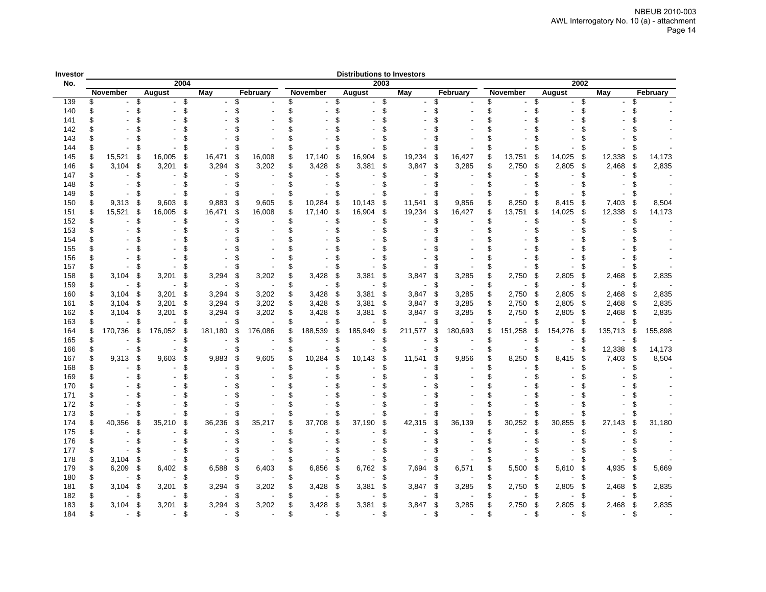| Investor No. | Distributions to Investors | | | | | | | | | | | |
|---|---|---|---|---|---|---|---|---|---|---|---|---|
| | 2004 | | | | 2003 | | | | 2002 | | | |
| | November | August | May | February | November | August | May | February | November | August | May | February |
| 139 | $ - | $ - | $ - | $ - | $ - | $ - | $ - | $ - | $ - | $ - | $ - | $ - |
| 140 | $ - | $ - | $ - | $ - | $ - | $ - | $ - | $ - | $ - | $ - | $ - | $ - |
| 141 | $ - | $ - | $ - | $ - | $ - | $ - | $ - | $ - | $ - | $ - | $ - | $ - |
| 142 | $ - | $ - | $ - | $ - | $ - | $ - | $ - | $ - | $ - | $ - | $ - | $ - |
| 143 | $ - | $ - | $ - | $ - | $ - | $ - | $ - | $ - | $ - | $ - | $ - | $ - |
| 144 | $ - | $ - | $ - | $ - | $ - | $ - | $ - | $ - | $ - | $ - | $ - | $ - |
| 145 | $ 15,521 | $ 16,005 | $ 16,471 | $ 16,008 | $ 17,140 | $ 16,904 | $ 19,234 | $ 16,427 | $ 13,751 | $ 14,025 | $ 12,338 | $ 14,173 |
| 146 | $ 3,104 | $ 3,201 | $ 3,294 | $ 3,202 | $ 3,428 | $ 3,381 | $ 3,847 | $ 3,285 | $ 2,750 | $ 2,805 | $ 2,468 | $ 2,835 |
| 147 | $ - | $ - | $ - | $ - | $ - | $ - | $ - | $ - | $ - | $ - | $ - | $ - |
| 148 | $ - | $ - | $ - | $ - | $ - | $ - | $ - | $ - | $ - | $ - | $ - | $ - |
| 149 | $ - | $ - | $ - | $ - | $ - | $ - | $ - | $ - | $ - | $ - | $ - | $ - |
| 150 | $ 9,313 | $ 9,603 | $ 9,883 | $ 9,605 | $ 10,284 | $ 10,143 | $ 11,541 | $ 9,856 | $ 8,250 | $ 8,415 | $ 7,403 | $ 8,504 |
| 151 | $ 15,521 | $ 16,005 | $ 16,471 | $ 16,008 | $ 17,140 | $ 16,904 | $ 19,234 | $ 16,427 | $ 13,751 | $ 14,025 | $ 12,338 | $ 14,173 |
| 152 | $ - | $ - | $ - | $ - | $ - | $ - | $ - | $ - | $ - | $ - | $ - | $ - |
| 153 | $ - | $ - | $ - | $ - | $ - | $ - | $ - | $ - | $ - | $ - | $ - | $ - |
| 154 | $ - | $ - | $ - | $ - | $ - | $ - | $ - | $ - | $ - | $ - | $ - | $ - |
| 155 | $ - | $ - | $ - | $ - | $ - | $ - | $ - | $ - | $ - | $ - | $ - | $ - |
| 156 | $ - | $ - | $ - | $ - | $ - | $ - | $ - | $ - | $ - | $ - | $ - | $ - |
| 157 | $ - | $ - | $ - | $ - | $ - | $ - | $ - | $ - | $ - | $ - | $ - | $ - |
| 158 | $ 3,104 | $ 3,201 | $ 3,294 | $ 3,202 | $ 3,428 | $ 3,381 | $ 3,847 | $ 3,285 | $ 2,750 | $ 2,805 | $ 2,468 | $ 2,835 |
| 159 | $ - | $ - | $ - | $ - | $ - | $ - | $ - | $ - | $ - | $ - | $ - | $ - |
| 160 | $ 3,104 | $ 3,201 | $ 3,294 | $ 3,202 | $ 3,428 | $ 3,381 | $ 3,847 | $ 3,285 | $ 2,750 | $ 2,805 | $ 2,468 | $ 2,835 |
| 161 | $ 3,104 | $ 3,201 | $ 3,294 | $ 3,202 | $ 3,428 | $ 3,381 | $ 3,847 | $ 3,285 | $ 2,750 | $ 2,805 | $ 2,468 | $ 2,835 |
| 162 | $ 3,104 | $ 3,201 | $ 3,294 | $ 3,202 | $ 3,428 | $ 3,381 | $ 3,847 | $ 3,285 | $ 2,750 | $ 2,805 | $ 2,468 | $ 2,835 |
| 163 | $ - | $ - | $ - | $ - | $ - | $ - | $ - | $ - | $ - | $ - | $ - | $ - |
| 164 | $ 170,736 | $ 176,052 | $ 181,180 | $ 176,086 | $ 188,539 | $ 185,949 | $ 211,577 | $ 180,693 | $ 151,258 | $ 154,276 | $ 135,713 | $ 155,898 |
| 165 | $ - | $ - | $ - | $ - | $ - | $ - | $ - | $ - | $ - | $ - | $ - | $ - |
| 166 | $ - | $ - | $ - | $ - | $ - | $ - | $ - | $ - | $ - | $ - | $ 12,338 | $ 14,173 |
| 167 | $ 9,313 | $ 9,603 | $ 9,883 | $ 9,605 | $ 10,284 | $ 10,143 | $ 11,541 | $ 9,856 | $ 8,250 | $ 8,415 | $ 7,403 | $ 8,504 |
| 168 | $ - | $ - | $ - | $ - | $ - | $ - | $ - | $ - | $ - | $ - | $ - | $ - |
| 169 | $ - | $ - | $ - | $ - | $ - | $ - | $ - | $ - | $ - | $ - | $ - | $ - |
| 170 | $ - | $ - | $ - | $ - | $ - | $ - | $ - | $ - | $ - | $ - | $ - | $ - |
| 171 | $ - | $ - | $ - | $ - | $ - | $ - | $ - | $ - | $ - | $ - | $ - | $ - |
| 172 | $ - | $ - | $ - | $ - | $ - | $ - | $ - | $ - | $ - | $ - | $ - | $ - |
| 173 | $ - | $ - | $ - | $ - | $ - | $ - | $ - | $ - | $ - | $ - | $ - | $ - |
| 174 | $ 40,356 | $ 35,210 | $ 36,236 | $ 35,217 | $ 37,708 | $ 37,190 | $ 42,315 | $ 36,139 | $ 30,252 | $ 30,855 | $ 27,143 | $ 31,180 |
| 175 | $ - | $ - | $ - | $ - | $ - | $ - | $ - | $ - | $ - | $ - | $ - | $ - |
| 176 | $ - | $ - | $ - | $ - | $ - | $ - | $ - | $ - | $ - | $ - | $ - | $ - |
| 177 | $ - | $ - | $ - | $ - | $ - | $ - | $ - | $ - | $ - | $ - | $ - | $ - |
| 178 | $ 3,104 | $ - | $ - | $ - | $ - | $ - | $ - | $ - | $ - | $ - | $ - | $ - |
| 179 | $ 6,209 | $ 6,402 | $ 6,588 | $ 6,403 | $ 6,856 | $ 6,762 | $ 7,694 | $ 6,571 | $ 5,500 | $ 5,610 | $ 4,935 | $ 5,669 |
| 180 | $ - | $ - | $ - | $ - | $ - | $ - | $ - | $ - | $ - | $ - | $ - | $ - |
| 181 | $ 3,104 | $ 3,201 | $ 3,294 | $ 3,202 | $ 3,428 | $ 3,381 | $ 3,847 | $ 3,285 | $ 2,750 | $ 2,805 | $ 2,468 | $ 2,835 |
| 182 | $ - | $ - | $ - | $ - | $ - | $ - | $ - | $ - | $ - | $ - | $ - | $ - |
| 183 | $ 3,104 | $ 3,201 | $ 3,294 | $ 3,202 | $ 3,428 | $ 3,381 | $ 3,847 | $ 3,285 | $ 2,750 | $ 2,805 | $ 2,468 | $ 2,835 |
| 184 | $ - | $ - | $ - | $ - | $ - | $ - | $ - | $ - | $ - | $ - | $ - | $ - |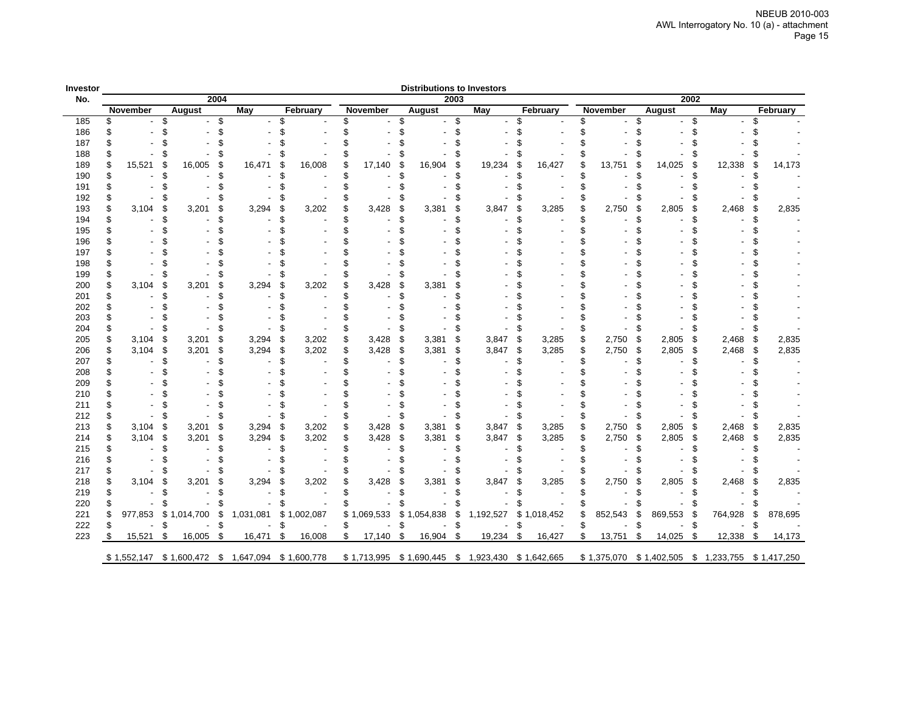NBEUB 2010-003
AWL Interrogatory No. 10 (a) - attachment

| Investor No. | Distributions to Investors | | | | | | | | | | | |
|---|---|---|---|---|---|---|---|---|---|---|---|---|
| | 2004 | | | | 2003 | | | | 2002 | | | |
| | November | August | May | February | November | August | May | February | November | August | May | February |
| 185 | $ - | $ - | $ - | $ - | $ - | $ - | $ - | $ - | $ - | $ - | $ - | $ - |
| 186 | $ - | $ - | $ - | $ - | $ - | $ - | $ - | $ - | $ - | $ - | $ - | $ - |
| 187 | $ - | $ - | $ - | $ - | $ - | $ - | $ - | $ - | $ - | $ - | $ - | $ - |
| 188 | $ - | $ - | $ - | $ - | $ - | $ - | $ - | $ - | $ - | $ - | $ - | $ - |
| 189 | $ 15,521 | $ 16,005 | $ 16,471 | $ 16,008 | $ 17,140 | $ 16,904 | $ 19,234 | $ 16,427 | $ 13,751 | $ 14,025 | $ 12,338 | $ 14,173 |
| 190 | $ - | $ - | $ - | $ - | $ - | $ - | $ - | $ - | $ - | $ - | $ - | $ - |
| 191 | $ - | $ - | $ - | $ - | $ - | $ - | $ - | $ - | $ - | $ - | $ - | $ - |
| 192 | $ - | $ - | $ - | $ - | $ - | $ - | $ - | $ - | $ - | $ - | $ - | $ - |
| 193 | $ 3,104 | $ 3,201 | $ 3,294 | $ 3,202 | $ 3,428 | $ 3,381 | $ 3,847 | $ 3,285 | $ 2,750 | $ 2,805 | $ 2,468 | $ 2,835 |
| 194 | $ - | $ - | $ - | $ - | $ - | $ - | $ - | $ - | $ - | $ - | $ - | $ - |
| 195 | $ - | $ - | $ - | $ - | $ - | $ - | $ - | $ - | $ - | $ - | $ - | $ - |
| 196 | $ - | $ - | $ - | $ - | $ - | $ - | $ - | $ - | $ - | $ - | $ - | $ - |
| 197 | $ - | $ - | $ - | $ - | $ - | $ - | $ - | $ - | $ - | $ - | $ - | $ - |
| 198 | $ - | $ - | $ - | $ - | $ - | $ - | $ - | $ - | $ - | $ - | $ - | $ - |
| 199 | $ - | $ - | $ - | $ - | $ - | $ - | $ - | $ - | $ - | $ - | $ - | $ - |
| 200 | $ 3,104 | $ 3,201 | $ 3,294 | $ 3,202 | $ 3,428 | $ 3,381 | $ - | $ - | $ - | $ - | $ - | $ - |
| 201 | $ - | $ - | $ - | $ - | $ - | $ - | $ - | $ - | $ - | $ - | $ - | $ - |
| 202 | $ - | $ - | $ - | $ - | $ - | $ - | $ - | $ - | $ - | $ - | $ - | $ - |
| 203 | $ - | $ - | $ - | $ - | $ - | $ - | $ - | $ - | $ - | $ - | $ - | $ - |
| 204 | $ - | $ - | $ - | $ - | $ - | $ - | $ - | $ - | $ - | $ - | $ - | $ - |
| 205 | $ 3,104 | $ 3,201 | $ 3,294 | $ 3,202 | $ 3,428 | $ 3,381 | $ 3,847 | $ 3,285 | $ 2,750 | $ 2,805 | $ 2,468 | $ 2,835 |
| 206 | $ 3,104 | $ 3,201 | $ 3,294 | $ 3,202 | $ 3,428 | $ 3,381 | $ 3,847 | $ 3,285 | $ 2,750 | $ 2,805 | $ 2,468 | $ 2,835 |
| 207 | $ - | $ - | $ - | $ - | $ - | $ - | $ - | $ - | $ - | $ - | $ - | $ - |
| 208 | $ - | $ - | $ - | $ - | $ - | $ - | $ - | $ - | $ - | $ - | $ - | $ - |
| 209 | $ - | $ - | $ - | $ - | $ - | $ - | $ - | $ - | $ - | $ - | $ - | $ - |
| 210 | $ - | $ - | $ - | $ - | $ - | $ - | $ - | $ - | $ - | $ - | $ - | $ - |
| 211 | $ - | $ - | $ - | $ - | $ - | $ - | $ - | $ - | $ - | $ - | $ - | $ - |
| 212 | $ - | $ - | $ - | $ - | $ - | $ - | $ - | $ - | $ - | $ - | $ - | $ - |
| 213 | $ 3,104 | $ 3,201 | $ 3,294 | $ 3,202 | $ 3,428 | $ 3,381 | $ 3,847 | $ 3,285 | $ 2,750 | $ 2,805 | $ 2,468 | $ 2,835 |
| 214 | $ 3,104 | $ 3,201 | $ 3,294 | $ 3,202 | $ 3,428 | $ 3,381 | $ 3,847 | $ 3,285 | $ 2,750 | $ 2,805 | $ 2,468 | $ 2,835 |
| 215 | $ - | $ - | $ - | $ - | $ - | $ - | $ - | $ - | $ - | $ - | $ - | $ - |
| 216 | $ - | $ - | $ - | $ - | $ - | $ - | $ - | $ - | $ - | $ - | $ - | $ - |
| 217 | $ - | $ - | $ - | $ - | $ - | $ - | $ - | $ - | $ - | $ - | $ - | $ - |
| 218 | $ 3,104 | $ 3,201 | $ 3,294 | $ 3,202 | $ 3,428 | $ 3,381 | $ 3,847 | $ 3,285 | $ 2,750 | $ 2,805 | $ 2,468 | $ 2,835 |
| 219 | $ - | $ - | $ - | $ - | $ - | $ - | $ - | $ - | $ - | $ - | $ - | $ - |
| 220 | $ - | $ - | $ - | $ - | $ - | $ - | $ - | $ - | $ - | $ - | $ - | $ - |
| 221 | $ 977,853 | $ 1,014,700 | $ 1,031,081 | $ 1,002,087 | $ 1,069,533 | $ 1,054,838 | $ 1,192,527 | $ 1,018,452 | $ 852,543 | $ 869,553 | $ 764,928 | $ 878,695 |
| 222 | $ - | $ - | $ - | $ - | $ - | $ - | $ - | $ - | $ - | $ - | $ - | $ - |
| 223 | $ 15,521 | $ 16,005 | $ 16,471 | $ 16,008 | $ 17,140 | $ 16,904 | $ 19,234 | $ 16,427 | $ 13,751 | $ 14,025 | $ 12,338 | $ 14,173 |
| | $ 1,552,147 | $ 1,600,472 | $ 1,647,094 | $ 1,600,778 | $ 1,713,995 | $ 1,690,445 | $ 1,923,430 | $ 1,642,665 | $ 1,375,070 | $ 1,402,505 | $ 1,233,755 | $ 1,417,250 |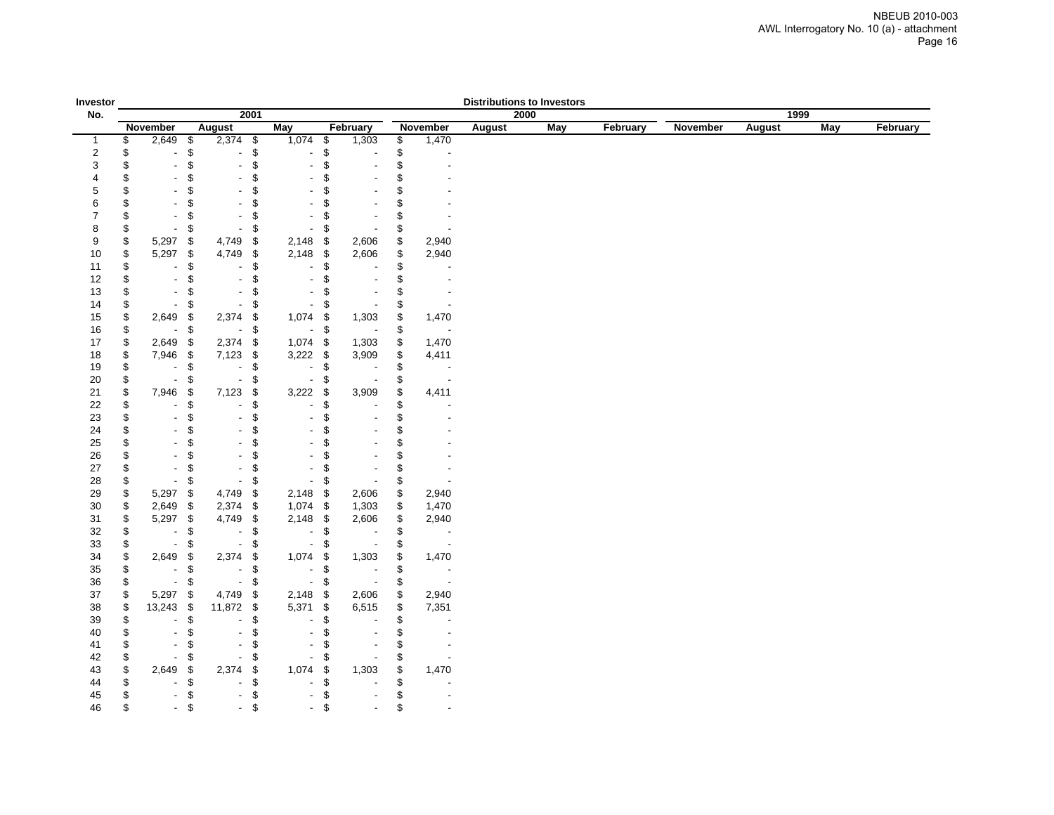NBEUB 2010-003
AWL Interrogatory No. 10 (a) - attachment

| Investor No. | Distributions to Investors | | | | | | | | | | | |
|---|---|---|---|---|---|---|---|---|---|---|---|---|
| | 2001 | | | | 2000 | | | | 1999 | | | |
| | November | August | May | February | November | August | May | February | November | August | May | February |
| 1 | $ 2,649 | $ 2,374 | $ 1,074 | $ 1,303 | $ 1,470 | | | | | | | |
| 2 | $ - | $ - | $ - | $ - | $ - | | | | | | | |
| 3 | $ - | $ - | $ - | $ - | $ - | | | | | | | |
| 4 | $ - | $ - | $ - | $ - | $ - | | | | | | | |
| 5 | $ - | $ - | $ - | $ - | $ - | | | | | | | |
| 6 | $ - | $ - | $ - | $ - | $ - | | | | | | | |
| 7 | $ - | $ - | $ - | $ - | $ - | | | | | | | |
| 8 | $ - | $ - | $ - | $ - | $ - | | | | | | | |
| 9 | $ 5,297 | $ 4,749 | $ 2,148 | $ 2,606 | $ 2,940 | | | | | | | |
| 10 | $ 5,297 | $ 4,749 | $ 2,148 | $ 2,606 | $ 2,940 | | | | | | | |
| 11 | $ - | $ - | $ - | $ - | $ - | | | | | | | |
| 12 | $ - | $ - | $ - | $ - | $ - | | | | | | | |
| 13 | $ - | $ - | $ - | $ - | $ - | | | | | | | |
| 14 | $ - | $ - | $ - | $ - | $ - | | | | | | | |
| 15 | $ 2,649 | $ 2,374 | $ 1,074 | $ 1,303 | $ 1,470 | | | | | | | |
| 16 | $ - | $ - | $ - | $ - | $ - | | | | | | | |
| 17 | $ 2,649 | $ 2,374 | $ 1,074 | $ 1,303 | $ 1,470 | | | | | | | |
| 18 | $ 7,946 | $ 7,123 | $ 3,222 | $ 3,909 | $ 4,411 | | | | | | | |
| 19 | $ - | $ - | $ - | $ - | $ - | | | | | | | |
| 20 | $ - | $ - | $ - | $ - | $ - | | | | | | | |
| 21 | $ 7,946 | $ 7,123 | $ 3,222 | $ 3,909 | $ 4,411 | | | | | | | |
| 22 | $ - | $ - | $ - | $ - | $ - | | | | | | | |
| 23 | $ - | $ - | $ - | $ - | $ - | | | | | | | |
| 24 | $ - | $ - | $ - | $ - | $ - | | | | | | | |
| 25 | $ - | $ - | $ - | $ - | $ - | | | | | | | |
| 26 | $ - | $ - | $ - | $ - | $ - | | | | | | | |
| 27 | $ - | $ - | $ - | $ - | $ - | | | | | | | |
| 28 | $ - | $ - | $ - | $ - | $ - | | | | | | | |
| 29 | $ 5,297 | $ 4,749 | $ 2,148 | $ 2,606 | $ 2,940 | | | | | | | |
| 30 | $ 2,649 | $ 2,374 | $ 1,074 | $ 1,303 | $ 1,470 | | | | | | | |
| 31 | $ 5,297 | $ 4,749 | $ 2,148 | $ 2,606 | $ 2,940 | | | | | | | |
| 32 | $ - | $ - | $ - | $ - | $ - | | | | | | | |
| 33 | $ - | $ - | $ - | $ - | $ - | | | | | | | |
| 34 | $ 2,649 | $ 2,374 | $ 1,074 | $ 1,303 | $ 1,470 | | | | | | | |
| 35 | $ - | $ - | $ - | $ - | $ - | | | | | | | |
| 36 | $ - | $ - | $ - | $ - | $ - | | | | | | | |
| 37 | $ 5,297 | $ 4,749 | $ 2,148 | $ 2,606 | $ 2,940 | | | | | | | |
| 38 | $ 13,243 | $ 11,872 | $ 5,371 | $ 6,515 | $ 7,351 | | | | | | | |
| 39 | $ - | $ - | $ - | $ - | $ - | | | | | | | |
| 40 | $ - | $ - | $ - | $ - | $ - | | | | | | | |
| 41 | $ - | $ - | $ - | $ - | $ - | | | | | | | |
| 42 | $ - | $ - | $ - | $ - | $ - | | | | | | | |
| 43 | $ 2,649 | $ 2,374 | $ 1,074 | $ 1,303 | $ 1,470 | | | | | | | |
| 44 | $ - | $ - | $ - | $ - | $ - | | | | | | | |
| 45 | $ - | $ - | $ - | $ - | $ - | | | | | | | |
| 46 | $ - | $ - | $ - | $ - | $ - | | | | | | | |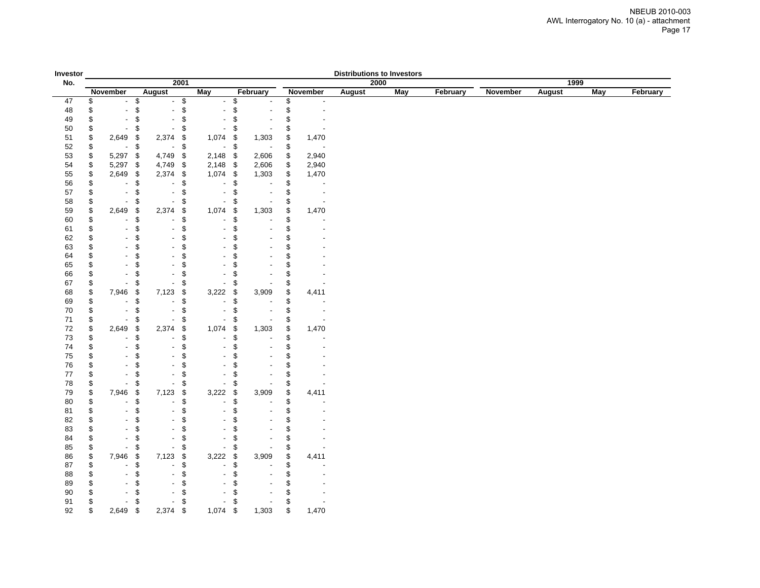| Investor No. | Distributions to Investors | | | | | | | | | | | |
|---|---|---|---|---|---|---|---|---|---|---|---|---|
| | 2001 | | | | 2000 | | | | 1999 | | | |
| | November | August | May | February | November | August | May | February | November | August | May | February |
| 47 | $ - | $ - | $ - | $ - | $ - | | | | | | | |
| 48 | $ - | $ - | $ - | $ - | $ - | | | | | | | |
| 49 | $ - | $ - | $ - | $ - | $ - | | | | | | | |
| 50 | $ - | $ - | $ - | $ - | $ - | | | | | | | |
| 51 | $ 2,649 | $ 2,374 | $ 1,074 | $ 1,303 | $ 1,470 | | | | | | | |
| 52 | $ - | $ - | $ - | $ - | $ - | | | | | | | |
| 53 | $ 5,297 | $ 4,749 | $ 2,148 | $ 2,606 | $ 2,940 | | | | | | | |
| 54 | $ 5,297 | $ 4,749 | $ 2,148 | $ 2,606 | $ 2,940 | | | | | | | |
| 55 | $ 2,649 | $ 2,374 | $ 1,074 | $ 1,303 | $ 1,470 | | | | | | | |
| 56 | $ - | $ - | $ - | $ - | $ - | | | | | | | |
| 57 | $ - | $ - | $ - | $ - | $ - | | | | | | | |
| 58 | $ - | $ - | $ - | $ - | $ - | | | | | | | |
| 59 | $ 2,649 | $ 2,374 | $ 1,074 | $ 1,303 | $ 1,470 | | | | | | | |
| 60 | $ - | $ - | $ - | $ - | $ - | | | | | | | |
| 61 | $ - | $ - | $ - | $ - | $ - | | | | | | | |
| 62 | $ - | $ - | $ - | $ - | $ - | | | | | | | |
| 63 | $ - | $ - | $ - | $ - | $ - | | | | | | | |
| 64 | $ - | $ - | $ - | $ - | $ - | | | | | | | |
| 65 | $ - | $ - | $ - | $ - | $ - | | | | | | | |
| 66 | $ - | $ - | $ - | $ - | $ - | | | | | | | |
| 67 | $ - | $ - | $ - | $ - | $ - | | | | | | | |
| 68 | $ 7,946 | $ 7,123 | $ 3,222 | $ 3,909 | $ 4,411 | | | | | | | |
| 69 | $ - | $ - | $ - | $ - | $ - | | | | | | | |
| 70 | $ - | $ - | $ - | $ - | $ - | | | | | | | |
| 71 | $ - | $ - | $ - | $ - | $ - | | | | | | | |
| 72 | $ 2,649 | $ 2,374 | $ 1,074 | $ 1,303 | $ 1,470 | | | | | | | |
| 73 | $ - | $ - | $ - | $ - | $ - | | | | | | | |
| 74 | $ - | $ - | $ - | $ - | $ - | | | | | | | |
| 75 | $ - | $ - | $ - | $ - | $ - | | | | | | | |
| 76 | $ - | $ - | $ - | $ - | $ - | | | | | | | |
| 77 | $ - | $ - | $ - | $ - | $ - | | | | | | | |
| 78 | $ - | $ - | $ - | $ - | $ - | | | | | | | |
| 79 | $ 7,946 | $ 7,123 | $ 3,222 | $ 3,909 | $ 4,411 | | | | | | | |
| 80 | $ - | $ - | $ - | $ - | $ - | | | | | | | |
| 81 | $ - | $ - | $ - | $ - | $ - | | | | | | | |
| 82 | $ - | $ - | $ - | $ - | $ - | | | | | | | |
| 83 | $ - | $ - | $ - | $ - | $ - | | | | | | | |
| 84 | $ - | $ - | $ - | $ - | $ - | | | | | | | |
| 85 | $ - | $ - | $ - | $ - | $ - | | | | | | | |
| 86 | $ 7,946 | $ 7,123 | $ 3,222 | $ 3,909 | $ 4,411 | | | | | | | |
| 87 | $ - | $ - | $ - | $ - | $ - | | | | | | | |
| 88 | $ - | $ - | $ - | $ - | $ - | | | | | | | |
| 89 | $ - | $ - | $ - | $ - | $ - | | | | | | | |
| 90 | $ - | $ - | $ - | $ - | $ - | | | | | | | |
| 91 | $ - | $ - | $ - | $ - | $ - | | | | | | | |
| 92 | $ 2,649 | $ 2,374 | $ 1,074 | $ 1,303 | $ 1,470 | | | | | | | |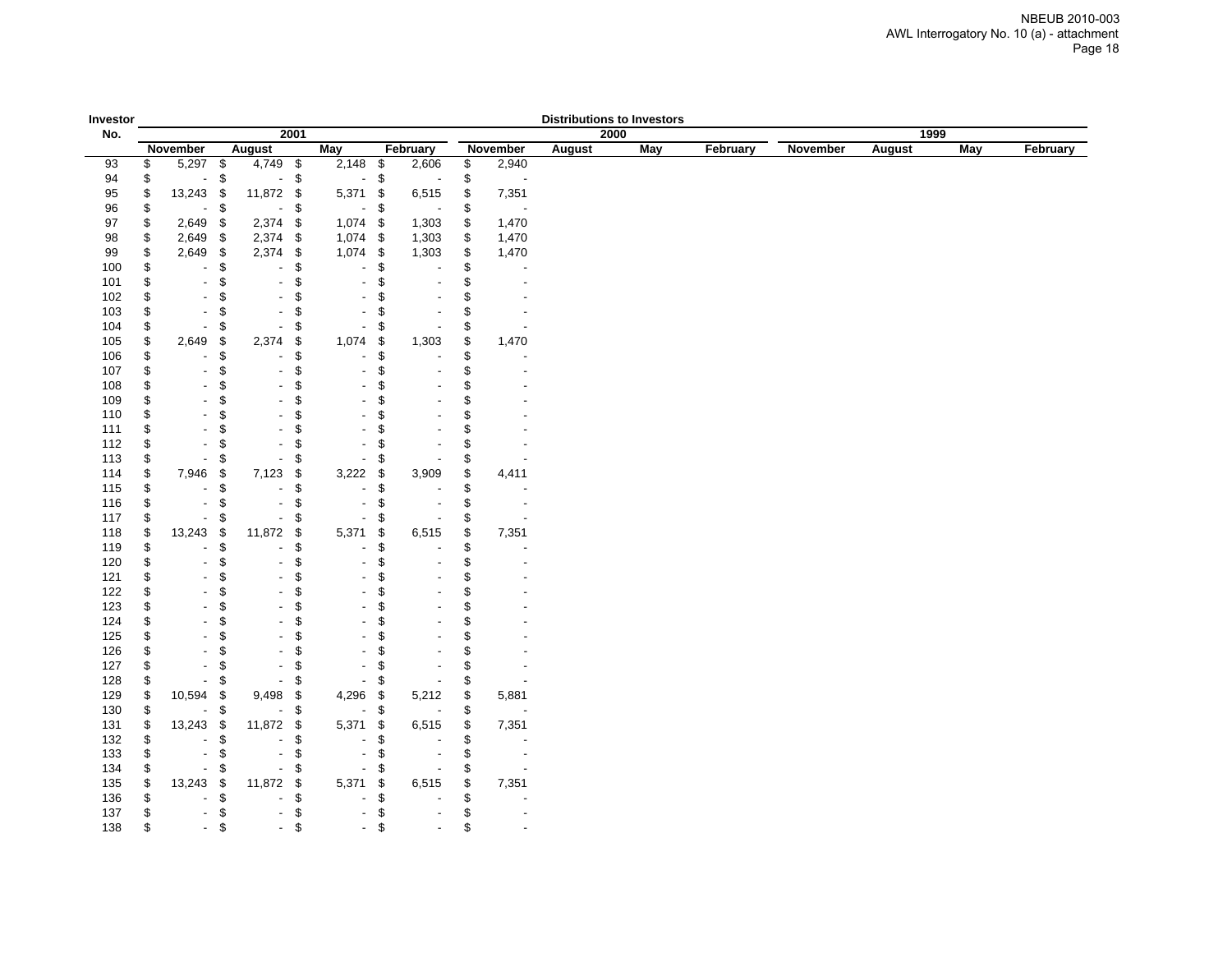| Investor No. | Distributions to Investors | | | | | | | | | | | |
|---|---|---|---|---|---|---|---|---|---|---|---|---|
| | 2001 | | | | 2000 | | | | 1999 | | | |
| | November | August | May | February | November | August | May | February | November | August | May | February |
| 93 | $ 5,297 | $ 4,749 | $ 2,148 | $ 2,606 | $ 2,940 | | | | | | | |
| 94 | $ - | $ - | $ - | $ - | $ - | | | | | | | |
| 95 | $ 13,243 | $ 11,872 | $ 5,371 | $ 6,515 | $ 7,351 | | | | | | | |
| 96 | $ - | $ - | $ - | $ - | $ - | | | | | | | |
| 97 | $ 2,649 | $ 2,374 | $ 1,074 | $ 1,303 | $ 1,470 | | | | | | | |
| 98 | $ 2,649 | $ 2,374 | $ 1,074 | $ 1,303 | $ 1,470 | | | | | | | |
| 99 | $ 2,649 | $ 2,374 | $ 1,074 | $ 1,303 | $ 1,470 | | | | | | | |
| 100 | $ - | $ - | $ - | $ - | $ - | | | | | | | |
| 101 | $ - | $ - | $ - | $ - | $ - | | | | | | | |
| 102 | $ - | $ - | $ - | $ - | $ - | | | | | | | |
| 103 | $ - | $ - | $ - | $ - | $ - | | | | | | | |
| 104 | $ - | $ - | $ - | $ - | $ - | | | | | | | |
| 105 | $ 2,649 | $ 2,374 | $ 1,074 | $ 1,303 | $ 1,470 | | | | | | | |
| 106 | $ - | $ - | $ - | $ - | $ - | | | | | | | |
| 107 | $ - | $ - | $ - | $ - | $ - | | | | | | | |
| 108 | $ - | $ - | $ - | $ - | $ - | | | | | | | |
| 109 | $ - | $ - | $ - | $ - | $ - | | | | | | | |
| 110 | $ - | $ - | $ - | $ - | $ - | | | | | | | |
| 111 | $ - | $ - | $ - | $ - | $ - | | | | | | | |
| 112 | $ - | $ - | $ - | $ - | $ - | | | | | | | |
| 113 | $ - | $ - | $ - | $ - | $ - | | | | | | | |
| 114 | $ 7,946 | $ 7,123 | $ 3,222 | $ 3,909 | $ 4,411 | | | | | | | |
| 115 | $ - | $ - | $ - | $ - | $ - | | | | | | | |
| 116 | $ - | $ - | $ - | $ - | $ - | | | | | | | |
| 117 | $ - | $ - | $ - | $ - | $ - | | | | | | | |
| 118 | $ 13,243 | $ 11,872 | $ 5,371 | $ 6,515 | $ 7,351 | | | | | | | |
| 119 | $ - | $ - | $ - | $ - | $ - | | | | | | | |
| 120 | $ - | $ - | $ - | $ - | $ - | | | | | | | |
| 121 | $ - | $ - | $ - | $ - | $ - | | | | | | | |
| 122 | $ - | $ - | $ - | $ - | $ - | | | | | | | |
| 123 | $ - | $ - | $ - | $ - | $ - | | | | | | | |
| 124 | $ - | $ - | $ - | $ - | $ - | | | | | | | |
| 125 | $ - | $ - | $ - | $ - | $ - | | | | | | | |
| 126 | $ - | $ - | $ - | $ - | $ - | | | | | | | |
| 127 | $ - | $ - | $ - | $ - | $ - | | | | | | | |
| 128 | $ - | $ - | $ - | $ - | $ - | | | | | | | |
| 129 | $ 10,594 | $ 9,498 | $ 4,296 | $ 5,212 | $ 5,881 | | | | | | | |
| 130 | $ - | $ - | $ - | $ - | $ - | | | | | | | |
| 131 | $ 13,243 | $ 11,872 | $ 5,371 | $ 6,515 | $ 7,351 | | | | | | | |
| 132 | $ - | $ - | $ - | $ - | $ - | | | | | | | |
| 133 | $ - | $ - | $ - | $ - | $ - | | | | | | | |
| 134 | $ - | $ - | $ - | $ - | $ - | | | | | | | |
| 135 | $ 13,243 | $ 11,872 | $ 5,371 | $ 6,515 | $ 7,351 | | | | | | | |
| 136 | $ - | $ - | $ - | $ - | $ - | | | | | | | |
| 137 | $ - | $ - | $ - | $ - | $ - | | | | | | | |
| 138 | $ - | $ - | $ - | $ - | $ - | | | | | | | |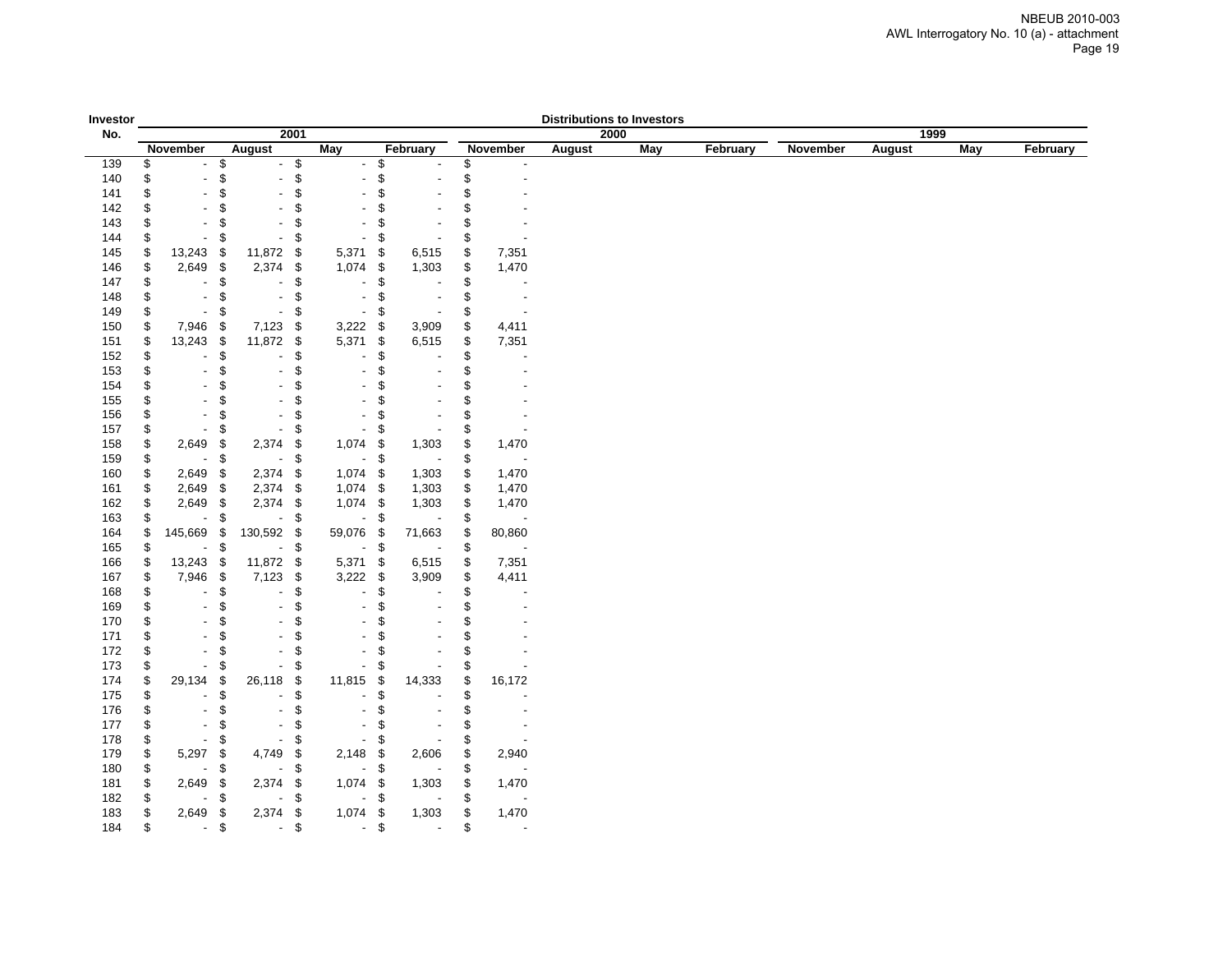| Investor No. | Distributions to Investors | | | | | | | | | | | |
|---|---|---|---|---|---|---|---|---|---|---|---|---|
| | 2001 | | | | 2000 | | | | 1999 | | | |
| | November | August | May | February | November | August | May | February | November | August | May | February |
| 139 | $ - | $ - | $ - | $ - | $ - | | | | | | | |
| 140 | $ - | $ - | $ - | $ - | $ - | | | | | | | |
| 141 | $ - | $ - | $ - | $ - | $ - | | | | | | | |
| 142 | $ - | $ - | $ - | $ - | $ - | | | | | | | |
| 143 | $ - | $ - | $ - | $ - | $ - | | | | | | | |
| 144 | $ - | $ - | $ - | $ - | $ - | | | | | | | |
| 145 | $ 13,243 | $ 11,872 | $ 5,371 | $ 6,515 | $ 7,351 | | | | | | | |
| 146 | $ 2,649 | $ 2,374 | $ 1,074 | $ 1,303 | $ 1,470 | | | | | | | |
| 147 | $ - | $ - | $ - | $ - | $ - | | | | | | | |
| 148 | $ - | $ - | $ - | $ - | $ - | | | | | | | |
| 149 | $ - | $ - | $ - | $ - | $ - | | | | | | | |
| 150 | $ 7,946 | $ 7,123 | $ 3,222 | $ 3,909 | $ 4,411 | | | | | | | |
| 151 | $ 13,243 | $ 11,872 | $ 5,371 | $ 6,515 | $ 7,351 | | | | | | | |
| 152 | $ - | $ - | $ - | $ - | $ - | | | | | | | |
| 153 | $ - | $ - | $ - | $ - | $ - | | | | | | | |
| 154 | $ - | $ - | $ - | $ - | $ - | | | | | | | |
| 155 | $ - | $ - | $ - | $ - | $ - | | | | | | | |
| 156 | $ - | $ - | $ - | $ - | $ - | | | | | | | |
| 157 | $ - | $ - | $ - | $ - | $ - | | | | | | | |
| 158 | $ 2,649 | $ 2,374 | $ 1,074 | $ 1,303 | $ 1,470 | | | | | | | |
| 159 | $ - | $ - | $ - | $ - | $ - | | | | | | | |
| 160 | $ 2,649 | $ 2,374 | $ 1,074 | $ 1,303 | $ 1,470 | | | | | | | |
| 161 | $ 2,649 | $ 2,374 | $ 1,074 | $ 1,303 | $ 1,470 | | | | | | | |
| 162 | $ 2,649 | $ 2,374 | $ 1,074 | $ 1,303 | $ 1,470 | | | | | | | |
| 163 | $ - | $ - | $ - | $ - | $ - | | | | | | | |
| 164 | $ 145,669 | $ 130,592 | $ 59,076 | $ 71,663 | $ 80,860 | | | | | | | |
| 165 | $ - | $ - | $ - | $ - | $ - | | | | | | | |
| 166 | $ 13,243 | $ 11,872 | $ 5,371 | $ 6,515 | $ 7,351 | | | | | | | |
| 167 | $ 7,946 | $ 7,123 | $ 3,222 | $ 3,909 | $ 4,411 | | | | | | | |
| 168 | $ - | $ - | $ - | $ - | $ - | | | | | | | |
| 169 | $ - | $ - | $ - | $ - | $ - | | | | | | | |
| 170 | $ - | $ - | $ - | $ - | $ - | | | | | | | |
| 171 | $ - | $ - | $ - | $ - | $ - | | | | | | | |
| 172 | $ - | $ - | $ - | $ - | $ - | | | | | | | |
| 173 | $ - | $ - | $ - | $ - | $ - | | | | | | | |
| 174 | $ 29,134 | $ 26,118 | $ 11,815 | $ 14,333 | $ 16,172 | | | | | | | |
| 175 | $ - | $ - | $ - | $ - | $ - | | | | | | | |
| 176 | $ - | $ - | $ - | $ - | $ - | | | | | | | |
| 177 | $ - | $ - | $ - | $ - | $ - | | | | | | | |
| 178 | $ - | $ - | $ - | $ - | $ - | | | | | | | |
| 179 | $ 5,297 | $ 4,749 | $ 2,148 | $ 2,606 | $ 2,940 | | | | | | | |
| 180 | $ - | $ - | $ - | $ - | $ - | | | | | | | |
| 181 | $ 2,649 | $ 2,374 | $ 1,074 | $ 1,303 | $ 1,470 | | | | | | | |
| 182 | $ - | $ - | $ - | $ - | $ - | | | | | | | |
| 183 | $ 2,649 | $ 2,374 | $ 1,074 | $ 1,303 | $ 1,470 | | | | | | | |
| 184 | $ - | $ - | $ - | $ - | $ - | | | | | | | |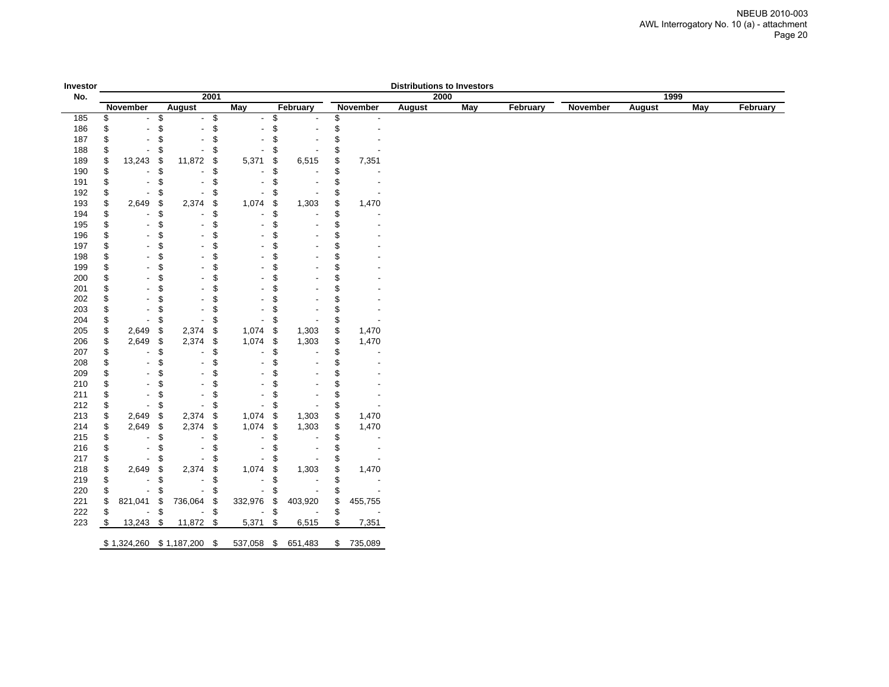NBEUB 2010-003
AWL Interrogatory No. 10 (a) - attachment

| Investor No. | Distributions to Investors | | | | | | | | | | | |
|---|---|---|---|---|---|---|---|---|---|---|---|---|
| | 2001 | | | | 2000 | | | | 1999 | | | |
| | November | August | May | February | November | August | May | February | November | August | May | February |
| 185 | $ - | $ - | $ - | $ - | $ - | | | | | | | |
| 186 | $ - | $ - | $ - | $ - | $ - | | | | | | | |
| 187 | $ - | $ - | $ - | $ - | $ - | | | | | | | |
| 188 | $ - | $ - | $ - | $ - | $ - | | | | | | | |
| 189 | $ 13,243 | $ 11,872 | $ 5,371 | $ 6,515 | $ 7,351 | | | | | | | |
| 190 | $ - | $ - | $ - | $ - | $ - | | | | | | | |
| 191 | $ - | $ - | $ - | $ - | $ - | | | | | | | |
| 192 | $ - | $ - | $ - | $ - | $ - | | | | | | | |
| 193 | $ 2,649 | $ 2,374 | $ 1,074 | $ 1,303 | $ 1,470 | | | | | | | |
| 194 | $ - | $ - | $ - | $ - | $ - | | | | | | | |
| 195 | $ - | $ - | $ - | $ - | $ - | | | | | | | |
| 196 | $ - | $ - | $ - | $ - | $ - | | | | | | | |
| 197 | $ - | $ - | $ - | $ - | $ - | | | | | | | |
| 198 | $ - | $ - | $ - | $ - | $ - | | | | | | | |
| 199 | $ - | $ - | $ - | $ - | $ - | | | | | | | |
| 200 | $ - | $ - | $ - | $ - | $ - | | | | | | | |
| 201 | $ - | $ - | $ - | $ - | $ - | | | | | | | |
| 202 | $ - | $ - | $ - | $ - | $ - | | | | | | | |
| 203 | $ - | $ - | $ - | $ - | $ - | | | | | | | |
| 204 | $ - | $ - | $ - | $ - | $ - | | | | | | | |
| 205 | $ 2,649 | $ 2,374 | $ 1,074 | $ 1,303 | $ 1,470 | | | | | | | |
| 206 | $ 2,649 | $ 2,374 | $ 1,074 | $ 1,303 | $ 1,470 | | | | | | | |
| 207 | $ - | $ - | $ - | $ - | $ - | | | | | | | |
| 208 | $ - | $ - | $ - | $ - | $ - | | | | | | | |
| 209 | $ - | $ - | $ - | $ - | $ - | | | | | | | |
| 210 | $ - | $ - | $ - | $ - | $ - | | | | | | | |
| 211 | $ - | $ - | $ - | $ - | $ - | | | | | | | |
| 212 | $ - | $ - | $ - | $ - | $ - | | | | | | | |
| 213 | $ 2,649 | $ 2,374 | $ 1,074 | $ 1,303 | $ 1,470 | | | | | | | |
| 214 | $ 2,649 | $ 2,374 | $ 1,074 | $ 1,303 | $ 1,470 | | | | | | | |
| 215 | $ - | $ - | $ - | $ - | $ - | | | | | | | |
| 216 | $ - | $ - | $ - | $ - | $ - | | | | | | | |
| 217 | $ - | $ - | $ - | $ - | $ - | | | | | | | |
| 218 | $ 2,649 | $ 2,374 | $ 1,074 | $ 1,303 | $ 1,470 | | | | | | | |
| 219 | $ - | $ - | $ - | $ - | $ - | | | | | | | |
| 220 | $ - | $ - | $ - | $ - | $ - | | | | | | | |
| 221 | $ 821,041 | $ 736,064 | $ 332,976 | $ 403,920 | $ 455,755 | | | | | | | |
| 222 | $ - | $ - | $ - | $ - | $ - | | | | | | | |
| 223 | $ 13,243 | $ 11,872 | $ 5,371 | $ 6,515 | $ 7,351 | | | | | | | |
| | $ 1,324,260 | $ 1,187,200 | $ 537,058 | $ 651,483 | $ 735,089 | | | | | | | |